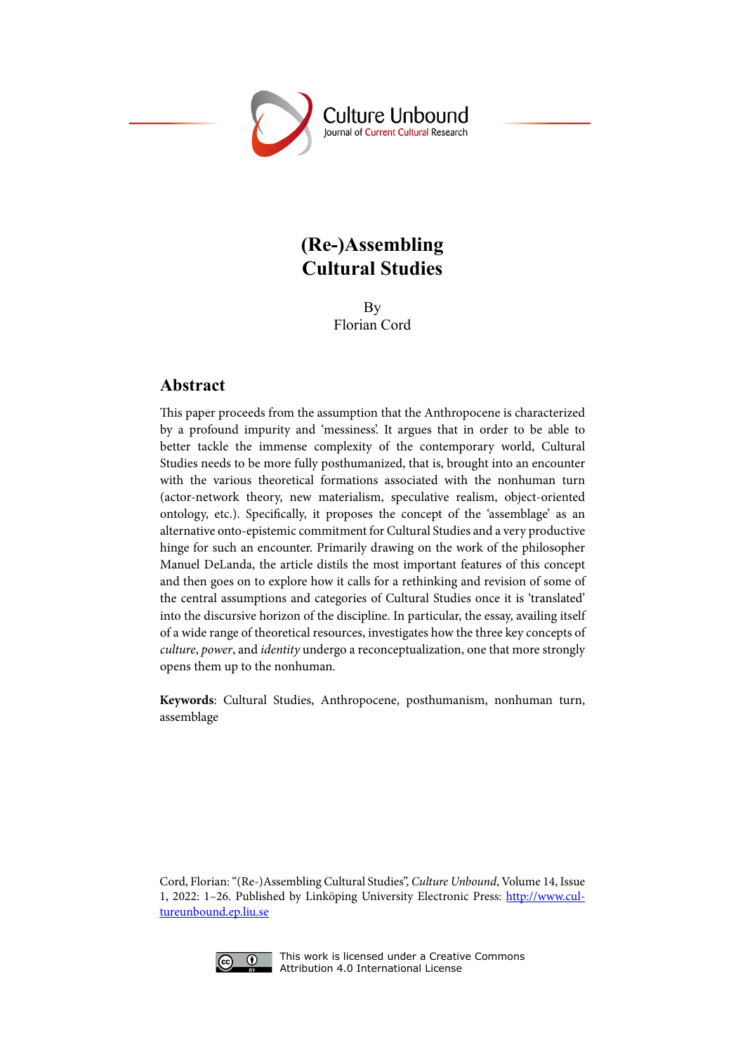Culture Unbound
Journal of Current Cultural Research

# (Re-)Assembling Cultural Studies

By
Florian Cord

## Abstract

This paper proceeds from the assumption that the Anthropocene is characterized by a profound impurity and 'messiness'. It argues that in order to be able to better tackle the immense complexity of the contemporary world, Cultural Studies needs to be more fully posthumanized, that is, brought into an encounter with the various theoretical formations associated with the nonhuman turn (actor-network theory, new materialism, speculative realism, object-oriented ontology, etc.). Specifically, it proposes the concept of the 'assemblage' as an alternative onto-epistemic commitment for Cultural Studies and a very productive hinge for such an encounter. Primarily drawing on the work of the philosopher Manuel DeLanda, the article distils the most important features of this concept and then goes on to explore how it calls for a rethinking and revision of some of the central assumptions and categories of Cultural Studies once it is 'translated' into the discursive horizon of the discipline. In particular, the essay, availing itself of a wide range of theoretical resources, investigates how the three key concepts of *culture*, *power*, and *identity* undergo a reconceptualization, one that more strongly opens them up to the nonhuman.

**Keywords**: Cultural Studies, Anthropocene, posthumanism, nonhuman turn, assemblage

Cord, Florian: "(Re-)Assembling Cultural Studies", *Culture Unbound*, Volume 14, Issue 1, 2022: 1–26. Published by Linköping University Electronic Press: http://www.cultureunbound.ep.liu.se

This work is licensed under a Creative Commons Attribution 4.0 International License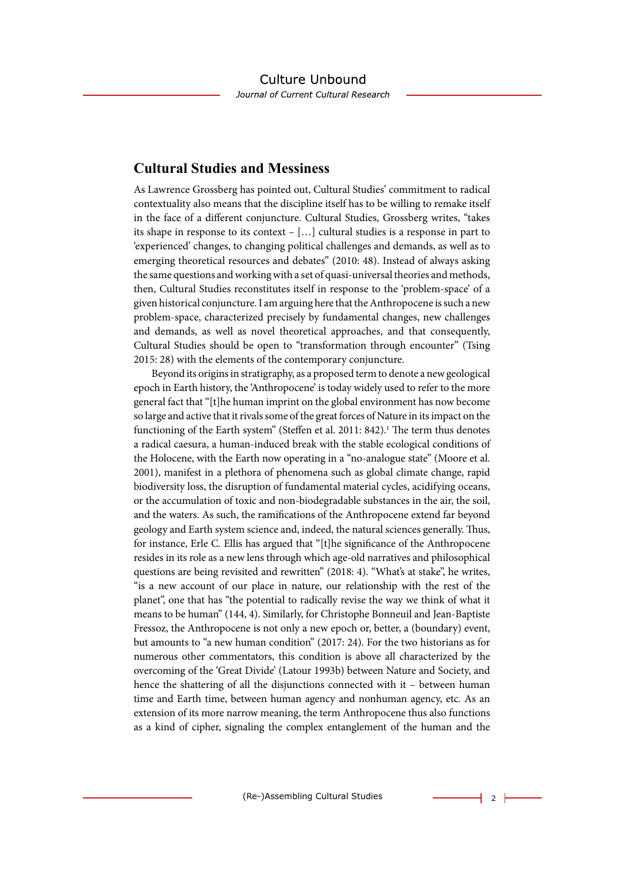## Cultural Studies and Messiness

As Lawrence Grossberg has pointed out, Cultural Studies' commitment to radical contextuality also means that the discipline itself has to be willing to remake itself in the face of a different conjuncture. Cultural Studies, Grossberg writes, "takes its shape in response to its context – […] cultural studies is a response in part to 'experienced' changes, to changing political challenges and demands, as well as to emerging theoretical resources and debates" (2010: 48). Instead of always asking the same questions and working with a set of quasi-universal theories and methods, then, Cultural Studies reconstitutes itself in response to the 'problem-space' of a given historical conjuncture. I am arguing here that the Anthropocene is such a new problem-space, characterized precisely by fundamental changes, new challenges and demands, as well as novel theoretical approaches, and that consequently, Cultural Studies should be open to "transformation through encounter" (Tsing 2015: 28) with the elements of the contemporary conjuncture.

Beyond its origins in stratigraphy, as a proposed term to denote a new geological epoch in Earth history, the 'Anthropocene' is today widely used to refer to the more general fact that "[t]he human imprint on the global environment has now become so large and active that it rivals some of the great forces of Nature in its impact on the functioning of the Earth system" (Steffen et al. 2011: 842).[1] The term thus denotes a radical caesura, a human-induced break with the stable ecological conditions of the Holocene, with the Earth now operating in a "no-analogue state" (Moore et al. 2001), manifest in a plethora of phenomena such as global climate change, rapid biodiversity loss, the disruption of fundamental material cycles, acidifying oceans, or the accumulation of toxic and non-biodegradable substances in the air, the soil, and the waters. As such, the ramifications of the Anthropocene extend far beyond geology and Earth system science and, indeed, the natural sciences generally. Thus, for instance, Erle C. Ellis has argued that "[t]he significance of the Anthropocene resides in its role as a new lens through which age-old narratives and philosophical questions are being revisited and rewritten" (2018: 4). "What's at stake", he writes, "is a new account of our place in nature, our relationship with the rest of the planet", one that has "the potential to radically revise the way we think of what it means to be human" (144, 4). Similarly, for Christophe Bonneuil and Jean-Baptiste Fressoz, the Anthropocene is not only a new epoch or, better, a (boundary) event, but amounts to "a new human condition" (2017: 24). For the two historians as for numerous other commentators, this condition is above all characterized by the overcoming of the 'Great Divide' (Latour 1993b) between Nature and Society, and hence the shattering of all the disjunctions connected with it – between human time and Earth time, between human agency and nonhuman agency, etc. As an extension of its more narrow meaning, the term Anthropocene thus also functions as a kind of cipher, signaling the complex entanglement of the human and the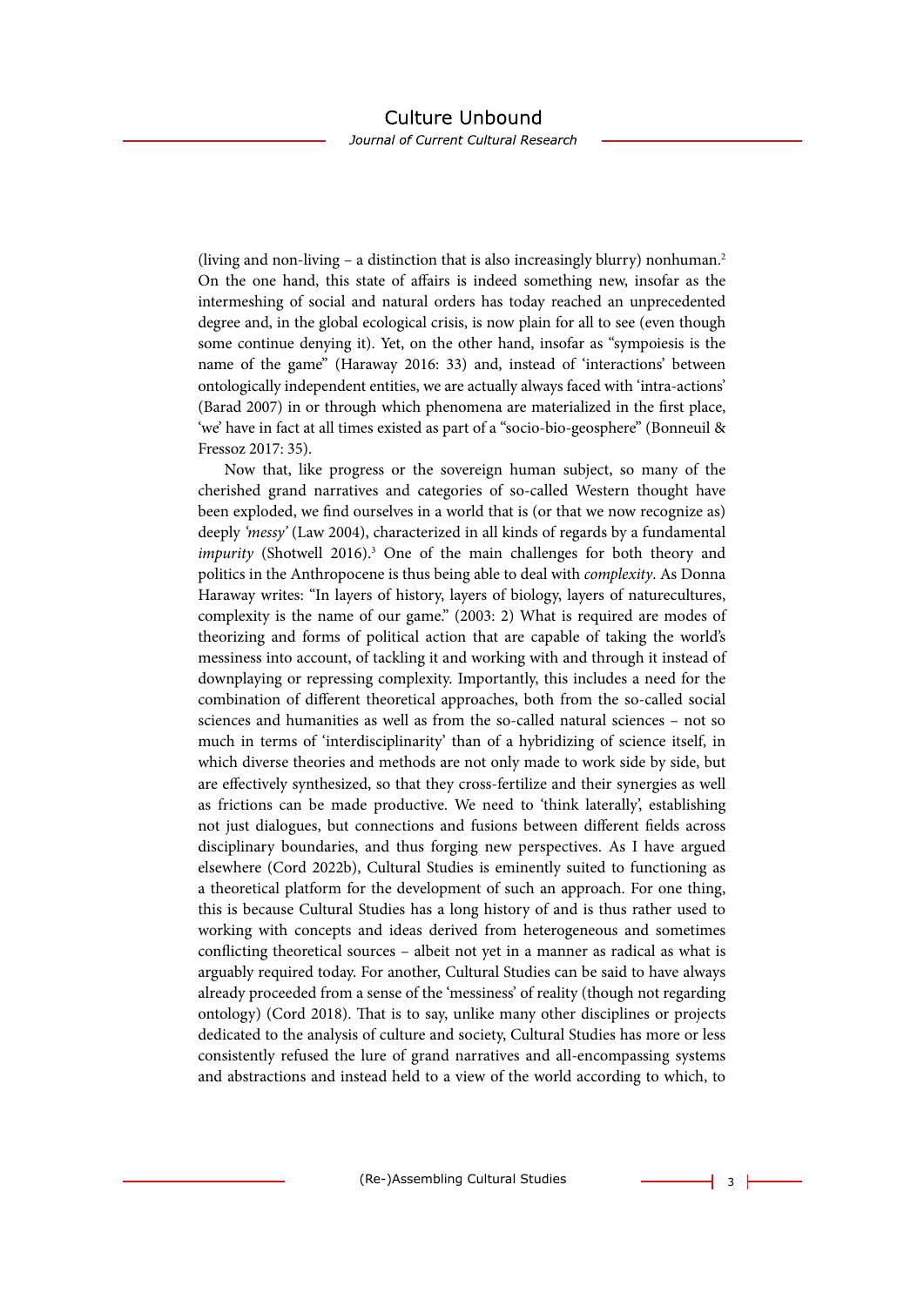(living and non-living – a distinction that is also increasingly blurry) nonhuman.[2] On the one hand, this state of affairs is indeed something new, insofar as the intermeshing of social and natural orders has today reached an unprecedented degree and, in the global ecological crisis, is now plain for all to see (even though some continue denying it). Yet, on the other hand, insofar as "sympoiesis is the name of the game" (Haraway 2016: 33) and, instead of 'interactions' between ontologically independent entities, we are actually always faced with 'intra-actions' (Barad 2007) in or through which phenomena are materialized in the first place, 'we' have in fact at all times existed as part of a "socio-bio-geosphere" (Bonneuil & Fressoz 2017: 35).

Now that, like progress or the sovereign human subject, so many of the cherished grand narratives and categories of so-called Western thought have been exploded, we find ourselves in a world that is (or that we now recognize as) deeply *'messy'* (Law 2004), characterized in all kinds of regards by a fundamental *impurity* (Shotwell 2016).[3] One of the main challenges for both theory and politics in the Anthropocene is thus being able to deal with *complexity*. As Donna Haraway writes: "In layers of history, layers of biology, layers of naturecultures, complexity is the name of our game." (2003: 2) What is required are modes of theorizing and forms of political action that are capable of taking the world's messiness into account, of tackling it and working with and through it instead of downplaying or repressing complexity. Importantly, this includes a need for the combination of different theoretical approaches, both from the so-called social sciences and humanities as well as from the so-called natural sciences – not so much in terms of 'interdisciplinarity' than of a hybridizing of science itself, in which diverse theories and methods are not only made to work side by side, but are effectively synthesized, so that they cross-fertilize and their synergies as well as frictions can be made productive. We need to 'think laterally', establishing not just dialogues, but connections and fusions between different fields across disciplinary boundaries, and thus forging new perspectives. As I have argued elsewhere (Cord 2022b), Cultural Studies is eminently suited to functioning as a theoretical platform for the development of such an approach. For one thing, this is because Cultural Studies has a long history of and is thus rather used to working with concepts and ideas derived from heterogeneous and sometimes conflicting theoretical sources – albeit not yet in a manner as radical as what is arguably required today. For another, Cultural Studies can be said to have always already proceeded from a sense of the 'messiness' of reality (though not regarding ontology) (Cord 2018). That is to say, unlike many other disciplines or projects dedicated to the analysis of culture and society, Cultural Studies has more or less consistently refused the lure of grand narratives and all-encompassing systems and abstractions and instead held to a view of the world according to which, to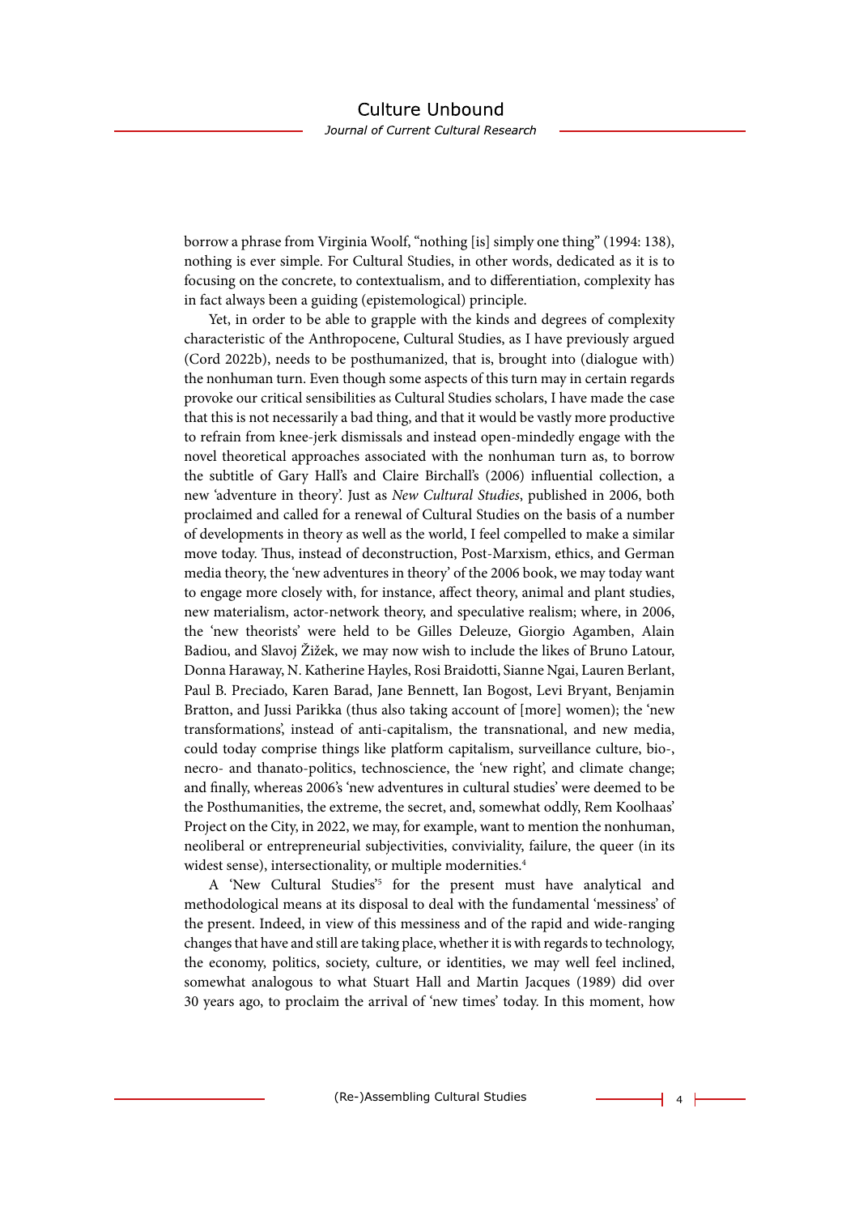borrow a phrase from Virginia Woolf, "nothing [is] simply one thing" (1994: 138), nothing is ever simple. For Cultural Studies, in other words, dedicated as it is to focusing on the concrete, to contextualism, and to differentiation, complexity has in fact always been a guiding (epistemological) principle.

Yet, in order to be able to grapple with the kinds and degrees of complexity characteristic of the Anthropocene, Cultural Studies, as I have previously argued (Cord 2022b), needs to be posthumanized, that is, brought into (dialogue with) the nonhuman turn. Even though some aspects of this turn may in certain regards provoke our critical sensibilities as Cultural Studies scholars, I have made the case that this is not necessarily a bad thing, and that it would be vastly more productive to refrain from knee-jerk dismissals and instead open-mindedly engage with the novel theoretical approaches associated with the nonhuman turn as, to borrow the subtitle of Gary Hall's and Claire Birchall's (2006) influential collection, a new 'adventure in theory'. Just as *New Cultural Studies*, published in 2006, both proclaimed and called for a renewal of Cultural Studies on the basis of a number of developments in theory as well as the world, I feel compelled to make a similar move today. Thus, instead of deconstruction, Post-Marxism, ethics, and German media theory, the 'new adventures in theory' of the 2006 book, we may today want to engage more closely with, for instance, affect theory, animal and plant studies, new materialism, actor-network theory, and speculative realism; where, in 2006, the 'new theorists' were held to be Gilles Deleuze, Giorgio Agamben, Alain Badiou, and Slavoj Žižek, we may now wish to include the likes of Bruno Latour, Donna Haraway, N. Katherine Hayles, Rosi Braidotti, Sianne Ngai, Lauren Berlant, Paul B. Preciado, Karen Barad, Jane Bennett, Ian Bogost, Levi Bryant, Benjamin Bratton, and Jussi Parikka (thus also taking account of [more] women); the 'new transformations', instead of anti-capitalism, the transnational, and new media, could today comprise things like platform capitalism, surveillance culture, bio-, necro- and thanato-politics, technoscience, the 'new right', and climate change; and finally, whereas 2006's 'new adventures in cultural studies' were deemed to be the Posthumanities, the extreme, the secret, and, somewhat oddly, Rem Koolhaas' Project on the City, in 2022, we may, for example, want to mention the nonhuman, neoliberal or entrepreneurial subjectivities, conviviality, failure, the queer (in its widest sense), intersectionality, or multiple modernities.[4]

A 'New Cultural Studies'[5] for the present must have analytical and methodological means at its disposal to deal with the fundamental 'messiness' of the present. Indeed, in view of this messiness and of the rapid and wide-ranging changes that have and still are taking place, whether it is with regards to technology, the economy, politics, society, culture, or identities, we may well feel inclined, somewhat analogous to what Stuart Hall and Martin Jacques (1989) did over 30 years ago, to proclaim the arrival of 'new times' today. In this moment, how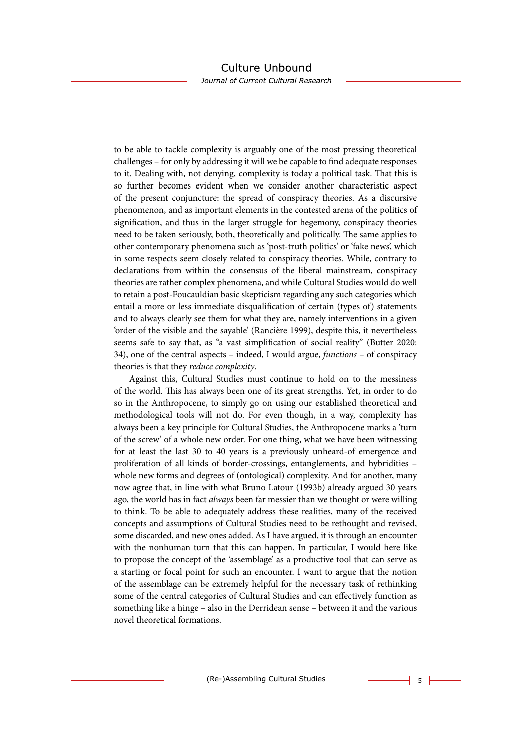to be able to tackle complexity is arguably one of the most pressing theoretical challenges – for only by addressing it will we be capable to find adequate responses to it. Dealing with, not denying, complexity is today a political task. That this is so further becomes evident when we consider another characteristic aspect of the present conjuncture: the spread of conspiracy theories. As a discursive phenomenon, and as important elements in the contested arena of the politics of signification, and thus in the larger struggle for hegemony, conspiracy theories need to be taken seriously, both, theoretically and politically. The same applies to other contemporary phenomena such as 'post-truth politics' or 'fake news', which in some respects seem closely related to conspiracy theories. While, contrary to declarations from within the consensus of the liberal mainstream, conspiracy theories are rather complex phenomena, and while Cultural Studies would do well to retain a post-Foucauldian basic skepticism regarding any such categories which entail a more or less immediate disqualification of certain (types of) statements and to always clearly see them for what they are, namely interventions in a given 'order of the visible and the sayable' (Rancière 1999), despite this, it nevertheless seems safe to say that, as "a vast simplification of social reality" (Butter 2020: 34), one of the central aspects – indeed, I would argue, *functions* – of conspiracy theories is that they *reduce complexity*.

Against this, Cultural Studies must continue to hold on to the messiness of the world. This has always been one of its great strengths. Yet, in order to do so in the Anthropocene, to simply go on using our established theoretical and methodological tools will not do. For even though, in a way, complexity has always been a key principle for Cultural Studies, the Anthropocene marks a 'turn of the screw' of a whole new order. For one thing, what we have been witnessing for at least the last 30 to 40 years is a previously unheard-of emergence and proliferation of all kinds of border-crossings, entanglements, and hybridities – whole new forms and degrees of (ontological) complexity. And for another, many now agree that, in line with what Bruno Latour (1993b) already argued 30 years ago, the world has in fact *always* been far messier than we thought or were willing to think. To be able to adequately address these realities, many of the received concepts and assumptions of Cultural Studies need to be rethought and revised, some discarded, and new ones added. As I have argued, it is through an encounter with the nonhuman turn that this can happen. In particular, I would here like to propose the concept of the 'assemblage' as a productive tool that can serve as a starting or focal point for such an encounter. I want to argue that the notion of the assemblage can be extremely helpful for the necessary task of rethinking some of the central categories of Cultural Studies and can effectively function as something like a hinge – also in the Derridean sense – between it and the various novel theoretical formations.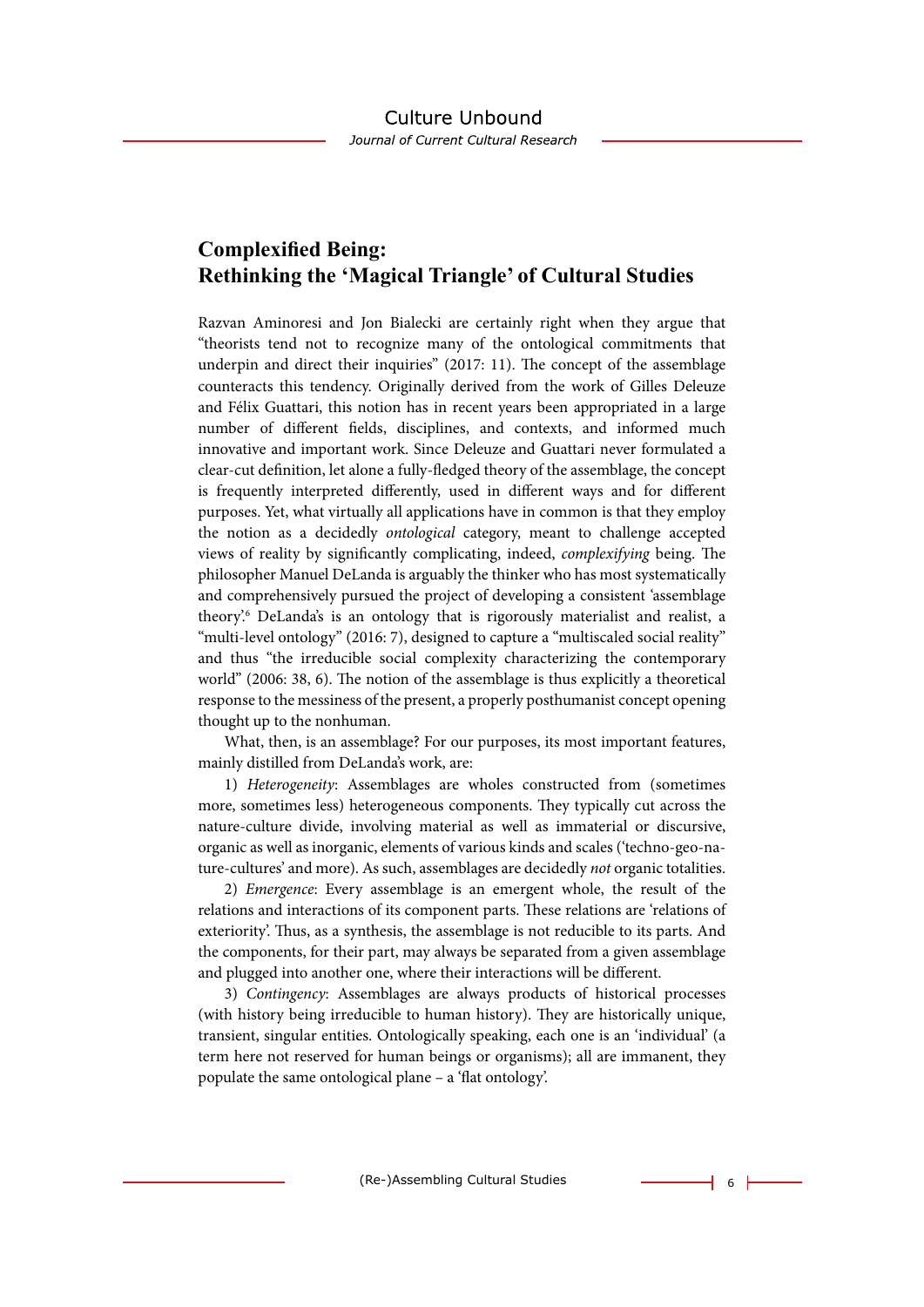## Complexified Being: Rethinking the 'Magical Triangle' of Cultural Studies

Razvan Aminoresi and Jon Bialecki are certainly right when they argue that "theorists tend not to recognize many of the ontological commitments that underpin and direct their inquiries" (2017: 11). The concept of the assemblage counteracts this tendency. Originally derived from the work of Gilles Deleuze and Félix Guattari, this notion has in recent years been appropriated in a large number of different fields, disciplines, and contexts, and informed much innovative and important work. Since Deleuze and Guattari never formulated a clear-cut definition, let alone a fully-fledged theory of the assemblage, the concept is frequently interpreted differently, used in different ways and for different purposes. Yet, what virtually all applications have in common is that they employ the notion as a decidedly *ontological* category, meant to challenge accepted views of reality by significantly complicating, indeed, *complexifying* being. The philosopher Manuel DeLanda is arguably the thinker who has most systematically and comprehensively pursued the project of developing a consistent 'assemblage theory'.[6] DeLanda's is an ontology that is rigorously materialist and realist, a "multi-level ontology" (2016: 7), designed to capture a "multiscaled social reality" and thus "the irreducible social complexity characterizing the contemporary world" (2006: 38, 6). The notion of the assemblage is thus explicitly a theoretical response to the messiness of the present, a properly posthumanist concept opening thought up to the nonhuman.

What, then, is an assemblage? For our purposes, its most important features, mainly distilled from DeLanda's work, are:

1) *Heterogeneity*: Assemblages are wholes constructed from (sometimes more, sometimes less) heterogeneous components. They typically cut across the nature-culture divide, involving material as well as immaterial or discursive, organic as well as inorganic, elements of various kinds and scales ('techno-geo-nature-cultures' and more). As such, assemblages are decidedly *not* organic totalities.

2) *Emergence*: Every assemblage is an emergent whole, the result of the relations and interactions of its component parts. These relations are 'relations of exteriority'. Thus, as a synthesis, the assemblage is not reducible to its parts. And the components, for their part, may always be separated from a given assemblage and plugged into another one, where their interactions will be different.

3) *Contingency*: Assemblages are always products of historical processes (with history being irreducible to human history). They are historically unique, transient, singular entities. Ontologically speaking, each one is an 'individual' (a term here not reserved for human beings or organisms); all are immanent, they populate the same ontological plane – a 'flat ontology'.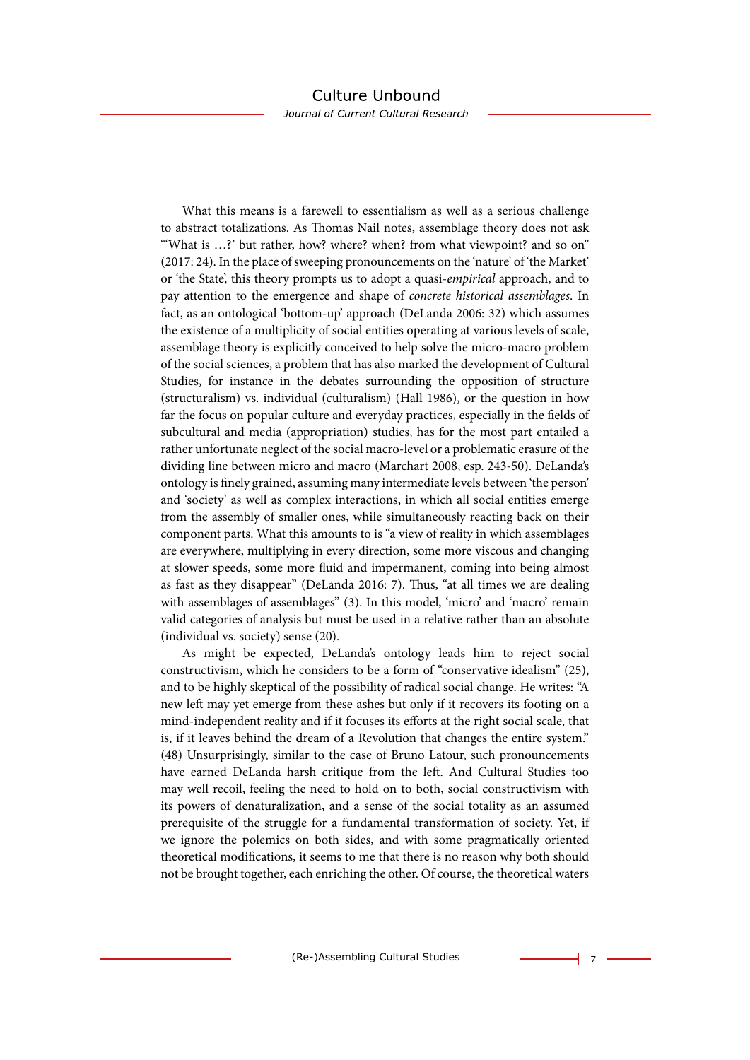What this means is a farewell to essentialism as well as a serious challenge to abstract totalizations. As Thomas Nail notes, assemblage theory does not ask "'What is …?' but rather, how? where? when? from what viewpoint? and so on" (2017: 24). In the place of sweeping pronouncements on the 'nature' of 'the Market' or 'the State', this theory prompts us to adopt a quasi-*empirical* approach, and to pay attention to the emergence and shape of *concrete historical assemblages*. In fact, as an ontological 'bottom-up' approach (DeLanda 2006: 32) which assumes the existence of a multiplicity of social entities operating at various levels of scale, assemblage theory is explicitly conceived to help solve the micro-macro problem of the social sciences, a problem that has also marked the development of Cultural Studies, for instance in the debates surrounding the opposition of structure (structuralism) vs. individual (culturalism) (Hall 1986), or the question in how far the focus on popular culture and everyday practices, especially in the fields of subcultural and media (appropriation) studies, has for the most part entailed a rather unfortunate neglect of the social macro-level or a problematic erasure of the dividing line between micro and macro (Marchart 2008, esp. 243-50). DeLanda's ontology is finely grained, assuming many intermediate levels between 'the person' and 'society' as well as complex interactions, in which all social entities emerge from the assembly of smaller ones, while simultaneously reacting back on their component parts. What this amounts to is "a view of reality in which assemblages are everywhere, multiplying in every direction, some more viscous and changing at slower speeds, some more fluid and impermanent, coming into being almost as fast as they disappear" (DeLanda 2016: 7). Thus, "at all times we are dealing with assemblages of assemblages" (3). In this model, 'micro' and 'macro' remain valid categories of analysis but must be used in a relative rather than an absolute (individual vs. society) sense (20).

As might be expected, DeLanda's ontology leads him to reject social constructivism, which he considers to be a form of "conservative idealism" (25), and to be highly skeptical of the possibility of radical social change. He writes: "A new left may yet emerge from these ashes but only if it recovers its footing on a mind-independent reality and if it focuses its efforts at the right social scale, that is, if it leaves behind the dream of a Revolution that changes the entire system." (48) Unsurprisingly, similar to the case of Bruno Latour, such pronouncements have earned DeLanda harsh critique from the left. And Cultural Studies too may well recoil, feeling the need to hold on to both, social constructivism with its powers of denaturalization, and a sense of the social totality as an assumed prerequisite of the struggle for a fundamental transformation of society. Yet, if we ignore the polemics on both sides, and with some pragmatically oriented theoretical modifications, it seems to me that there is no reason why both should not be brought together, each enriching the other. Of course, the theoretical waters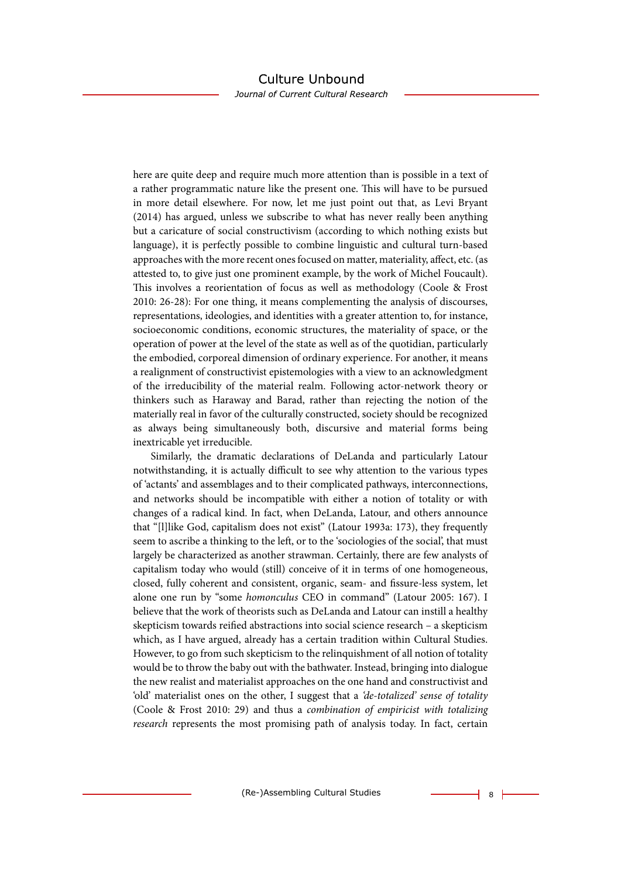here are quite deep and require much more attention than is possible in a text of a rather programmatic nature like the present one. This will have to be pursued in more detail elsewhere. For now, let me just point out that, as Levi Bryant (2014) has argued, unless we subscribe to what has never really been anything but a caricature of social constructivism (according to which nothing exists but language), it is perfectly possible to combine linguistic and cultural turn-based approaches with the more recent ones focused on matter, materiality, affect, etc. (as attested to, to give just one prominent example, by the work of Michel Foucault). This involves a reorientation of focus as well as methodology (Coole & Frost 2010: 26-28): For one thing, it means complementing the analysis of discourses, representations, ideologies, and identities with a greater attention to, for instance, socioeconomic conditions, economic structures, the materiality of space, or the operation of power at the level of the state as well as of the quotidian, particularly the embodied, corporeal dimension of ordinary experience. For another, it means a realignment of constructivist epistemologies with a view to an acknowledgment of the irreducibility of the material realm. Following actor-network theory or thinkers such as Haraway and Barad, rather than rejecting the notion of the materially real in favor of the culturally constructed, society should be recognized as always being simultaneously both, discursive and material forms being inextricable yet irreducible.

Similarly, the dramatic declarations of DeLanda and particularly Latour notwithstanding, it is actually difficult to see why attention to the various types of 'actants' and assemblages and to their complicated pathways, interconnections, and networks should be incompatible with either a notion of totality or with changes of a radical kind. In fact, when DeLanda, Latour, and others announce that "[l]like God, capitalism does not exist" (Latour 1993a: 173), they frequently seem to ascribe a thinking to the left, or to the 'sociologies of the social', that must largely be characterized as another strawman. Certainly, there are few analysts of capitalism today who would (still) conceive of it in terms of one homogeneous, closed, fully coherent and consistent, organic, seam- and fissure-less system, let alone one run by "some *homonculus* CEO in command" (Latour 2005: 167). I believe that the work of theorists such as DeLanda and Latour can instill a healthy skepticism towards reified abstractions into social science research – a skepticism which, as I have argued, already has a certain tradition within Cultural Studies. However, to go from such skepticism to the relinquishment of all notion of totality would be to throw the baby out with the bathwater. Instead, bringing into dialogue the new realist and materialist approaches on the one hand and constructivist and 'old' materialist ones on the other, I suggest that a *'de-totalized' sense of totality* (Coole & Frost 2010: 29) and thus a *combination of empiricist with totalizing research* represents the most promising path of analysis today. In fact, certain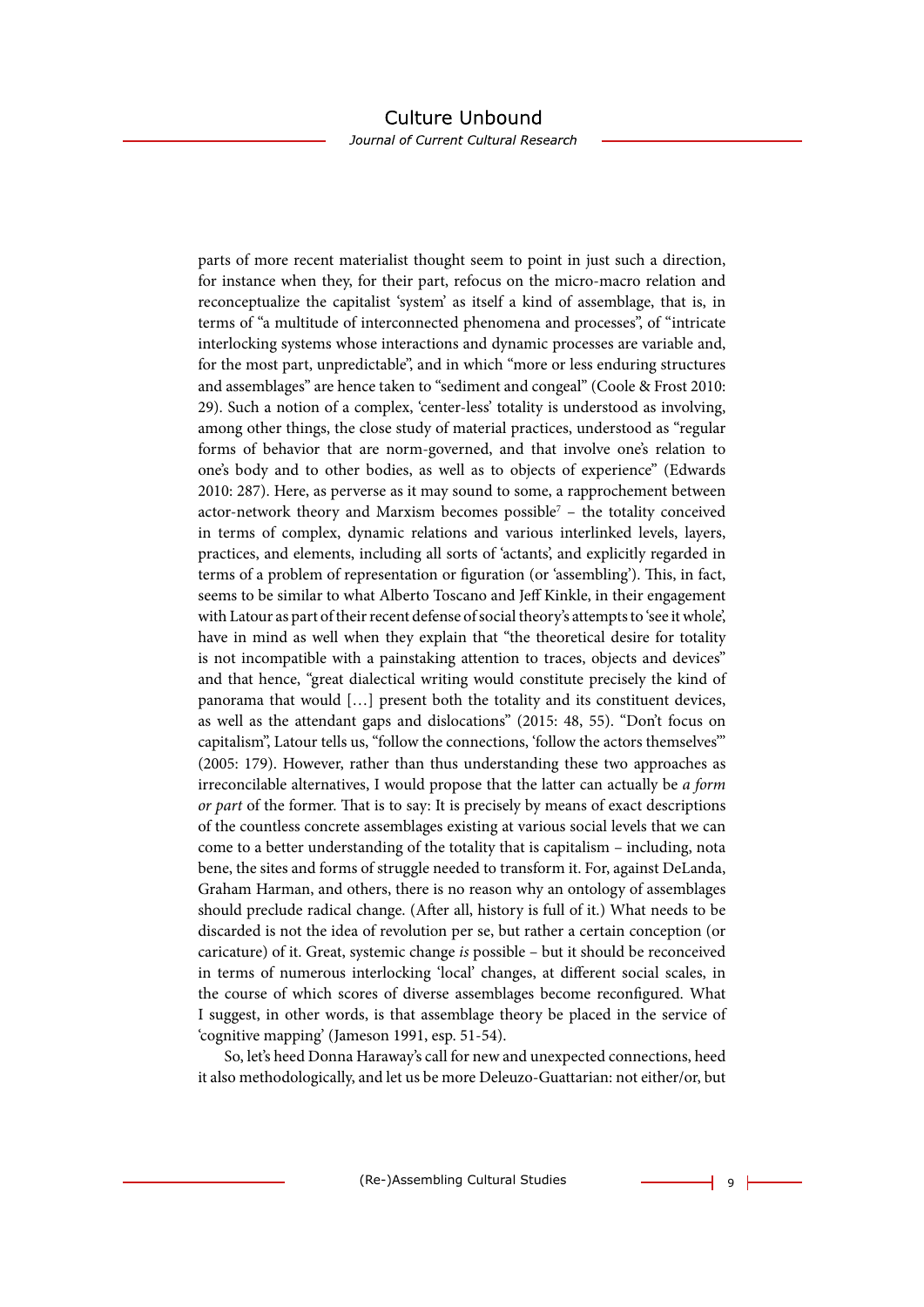parts of more recent materialist thought seem to point in just such a direction, for instance when they, for their part, refocus on the micro-macro relation and reconceptualize the capitalist 'system' as itself a kind of assemblage, that is, in terms of "a multitude of interconnected phenomena and processes", of "intricate interlocking systems whose interactions and dynamic processes are variable and, for the most part, unpredictable", and in which "more or less enduring structures and assemblages" are hence taken to "sediment and congeal" (Coole & Frost 2010: 29). Such a notion of a complex, 'center-less' totality is understood as involving, among other things, the close study of material practices, understood as "regular forms of behavior that are norm-governed, and that involve one's relation to one's body and to other bodies, as well as to objects of experience" (Edwards 2010: 287). Here, as perverse as it may sound to some, a rapprochement between actor-network theory and Marxism becomes possible[7] – the totality conceived in terms of complex, dynamic relations and various interlinked levels, layers, practices, and elements, including all sorts of 'actants', and explicitly regarded in terms of a problem of representation or figuration (or 'assembling'). This, in fact, seems to be similar to what Alberto Toscano and Jeff Kinkle, in their engagement with Latour as part of their recent defense of social theory's attempts to 'see it whole', have in mind as well when they explain that "the theoretical desire for totality is not incompatible with a painstaking attention to traces, objects and devices" and that hence, "great dialectical writing would constitute precisely the kind of panorama that would […] present both the totality and its constituent devices, as well as the attendant gaps and dislocations" (2015: 48, 55). "Don't focus on capitalism", Latour tells us, "follow the connections, 'follow the actors themselves'" (2005: 179). However, rather than thus understanding these two approaches as irreconcilable alternatives, I would propose that the latter can actually be *a form or part* of the former. That is to say: It is precisely by means of exact descriptions of the countless concrete assemblages existing at various social levels that we can come to a better understanding of the totality that is capitalism – including, nota bene, the sites and forms of struggle needed to transform it. For, against DeLanda, Graham Harman, and others, there is no reason why an ontology of assemblages should preclude radical change. (After all, history is full of it.) What needs to be discarded is not the idea of revolution per se, but rather a certain conception (or caricature) of it. Great, systemic change *is* possible – but it should be reconceived in terms of numerous interlocking 'local' changes, at different social scales, in the course of which scores of diverse assemblages become reconfigured. What I suggest, in other words, is that assemblage theory be placed in the service of 'cognitive mapping' (Jameson 1991, esp. 51-54).

So, let's heed Donna Haraway's call for new and unexpected connections, heed it also methodologically, and let us be more Deleuzo-Guattarian: not either/or, but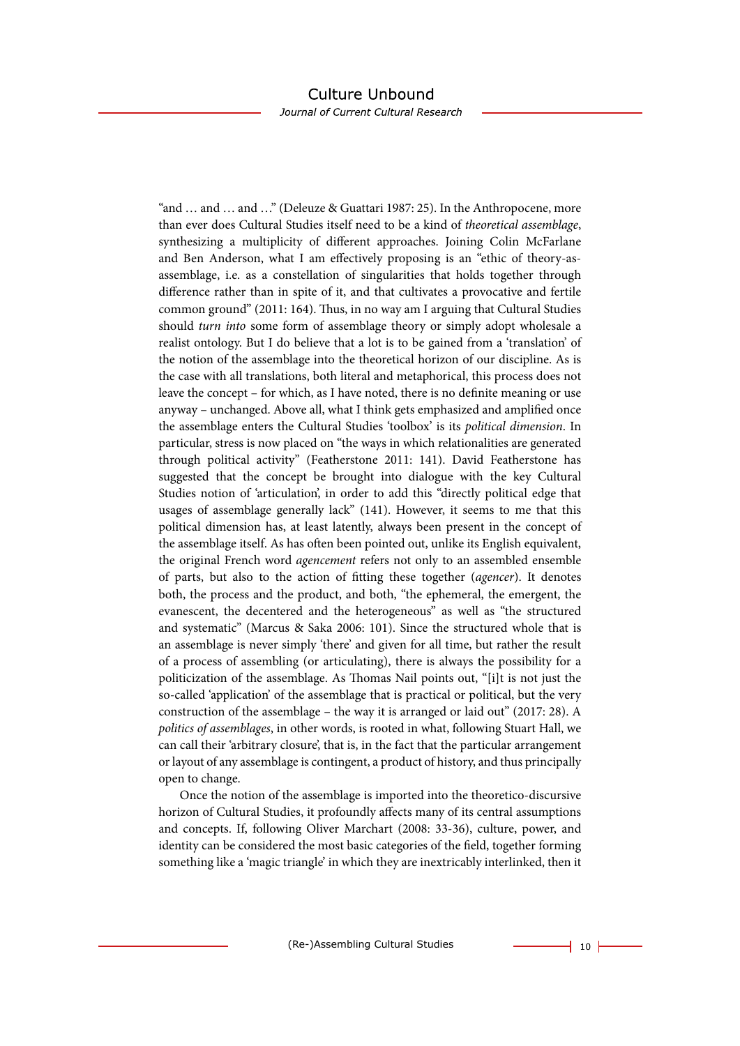"and … and … and …" (Deleuze & Guattari 1987: 25). In the Anthropocene, more than ever does Cultural Studies itself need to be a kind of *theoretical assemblage*, synthesizing a multiplicity of different approaches. Joining Colin McFarlane and Ben Anderson, what I am effectively proposing is an "ethic of theory-as-assemblage, i.e. as a constellation of singularities that holds together through difference rather than in spite of it, and that cultivates a provocative and fertile common ground" (2011: 164). Thus, in no way am I arguing that Cultural Studies should *turn into* some form of assemblage theory or simply adopt wholesale a realist ontology. But I do believe that a lot is to be gained from a 'translation' of the notion of the assemblage into the theoretical horizon of our discipline. As is the case with all translations, both literal and metaphorical, this process does not leave the concept – for which, as I have noted, there is no definite meaning or use anyway – unchanged. Above all, what I think gets emphasized and amplified once the assemblage enters the Cultural Studies 'toolbox' is its *political dimension*. In particular, stress is now placed on "the ways in which relationalities are generated through political activity" (Featherstone 2011: 141). David Featherstone has suggested that the concept be brought into dialogue with the key Cultural Studies notion of 'articulation', in order to add this "directly political edge that usages of assemblage generally lack" (141). However, it seems to me that this political dimension has, at least latently, always been present in the concept of the assemblage itself. As has often been pointed out, unlike its English equivalent, the original French word *agencement* refers not only to an assembled ensemble of parts, but also to the action of fitting these together (*agencer*). It denotes both, the process and the product, and both, "the ephemeral, the emergent, the evanescent, the decentered and the heterogeneous" as well as "the structured and systematic" (Marcus & Saka 2006: 101). Since the structured whole that is an assemblage is never simply 'there' and given for all time, but rather the result of a process of assembling (or articulating), there is always the possibility for a politicization of the assemblage. As Thomas Nail points out, "[i]t is not just the so-called 'application' of the assemblage that is practical or political, but the very construction of the assemblage – the way it is arranged or laid out" (2017: 28). A *politics of assemblages*, in other words, is rooted in what, following Stuart Hall, we can call their 'arbitrary closure', that is, in the fact that the particular arrangement or layout of any assemblage is contingent, a product of history, and thus principally open to change.

Once the notion of the assemblage is imported into the theoretico-discursive horizon of Cultural Studies, it profoundly affects many of its central assumptions and concepts. If, following Oliver Marchart (2008: 33-36), culture, power, and identity can be considered the most basic categories of the field, together forming something like a 'magic triangle' in which they are inextricably interlinked, then it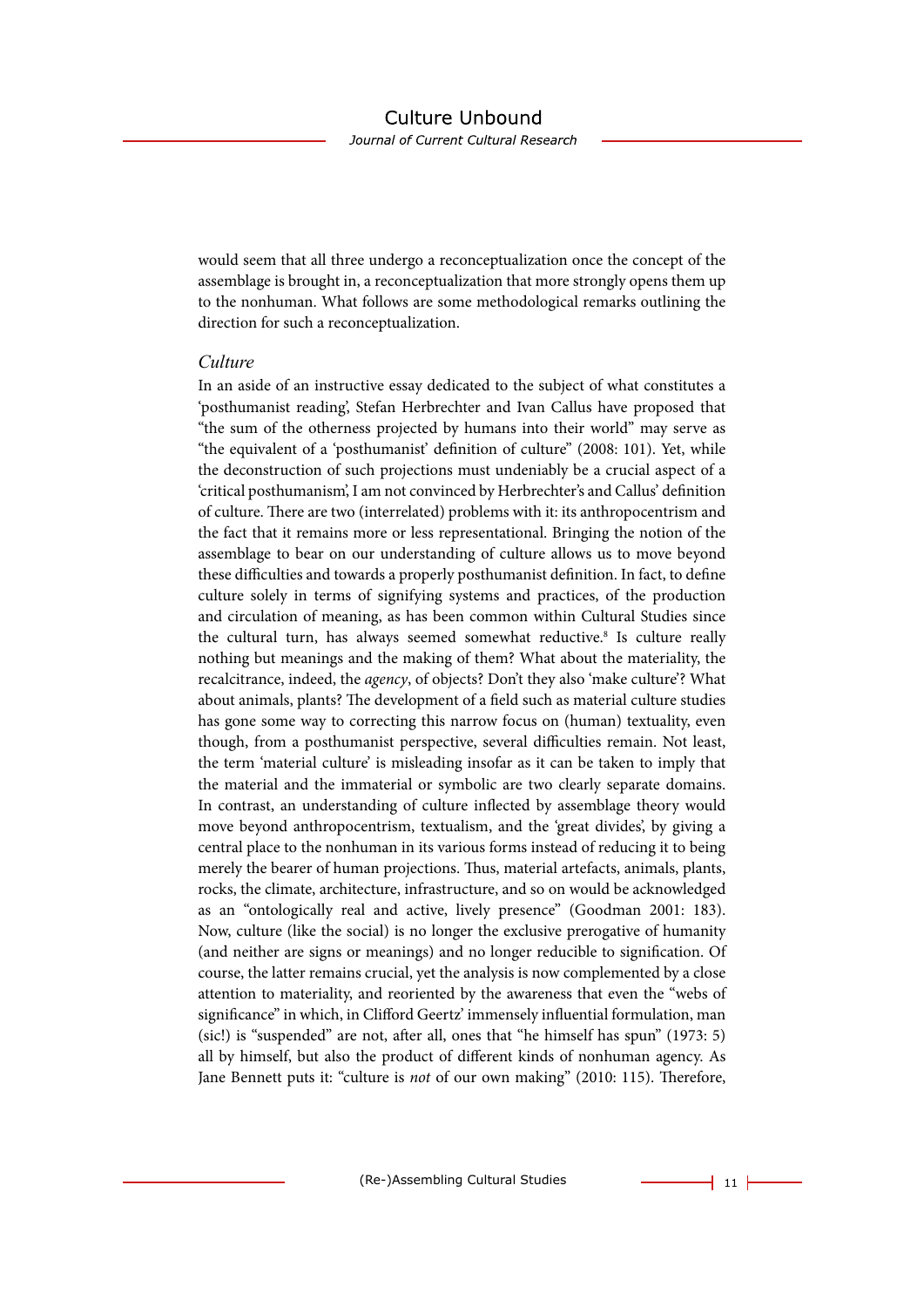would seem that all three undergo a reconceptualization once the concept of the assemblage is brought in, a reconceptualization that more strongly opens them up to the nonhuman. What follows are some methodological remarks outlining the direction for such a reconceptualization.

### *Culture*

In an aside of an instructive essay dedicated to the subject of what constitutes a 'posthumanist reading', Stefan Herbrechter and Ivan Callus have proposed that "the sum of the otherness projected by humans into their world" may serve as "the equivalent of a 'posthumanist' definition of culture" (2008: 101). Yet, while the deconstruction of such projections must undeniably be a crucial aspect of a 'critical posthumanism', I am not convinced by Herbrechter's and Callus' definition of culture. There are two (interrelated) problems with it: its anthropocentrism and the fact that it remains more or less representational. Bringing the notion of the assemblage to bear on our understanding of culture allows us to move beyond these difficulties and towards a properly posthumanist definition. In fact, to define culture solely in terms of signifying systems and practices, of the production and circulation of meaning, as has been common within Cultural Studies since the cultural turn, has always seemed somewhat reductive.[8] Is culture really nothing but meanings and the making of them? What about the materiality, the recalcitrance, indeed, the *agency*, of objects? Don't they also 'make culture'? What about animals, plants? The development of a field such as material culture studies has gone some way to correcting this narrow focus on (human) textuality, even though, from a posthumanist perspective, several difficulties remain. Not least, the term 'material culture' is misleading insofar as it can be taken to imply that the material and the immaterial or symbolic are two clearly separate domains. In contrast, an understanding of culture inflected by assemblage theory would move beyond anthropocentrism, textualism, and the 'great divides', by giving a central place to the nonhuman in its various forms instead of reducing it to being merely the bearer of human projections. Thus, material artefacts, animals, plants, rocks, the climate, architecture, infrastructure, and so on would be acknowledged as an "ontologically real and active, lively presence" (Goodman 2001: 183). Now, culture (like the social) is no longer the exclusive prerogative of humanity (and neither are signs or meanings) and no longer reducible to signification. Of course, the latter remains crucial, yet the analysis is now complemented by a close attention to materiality, and reoriented by the awareness that even the "webs of significance" in which, in Clifford Geertz' immensely influential formulation, man (sic!) is "suspended" are not, after all, ones that "he himself has spun" (1973: 5) all by himself, but also the product of different kinds of nonhuman agency. As Jane Bennett puts it: "culture is *not* of our own making" (2010: 115). Therefore,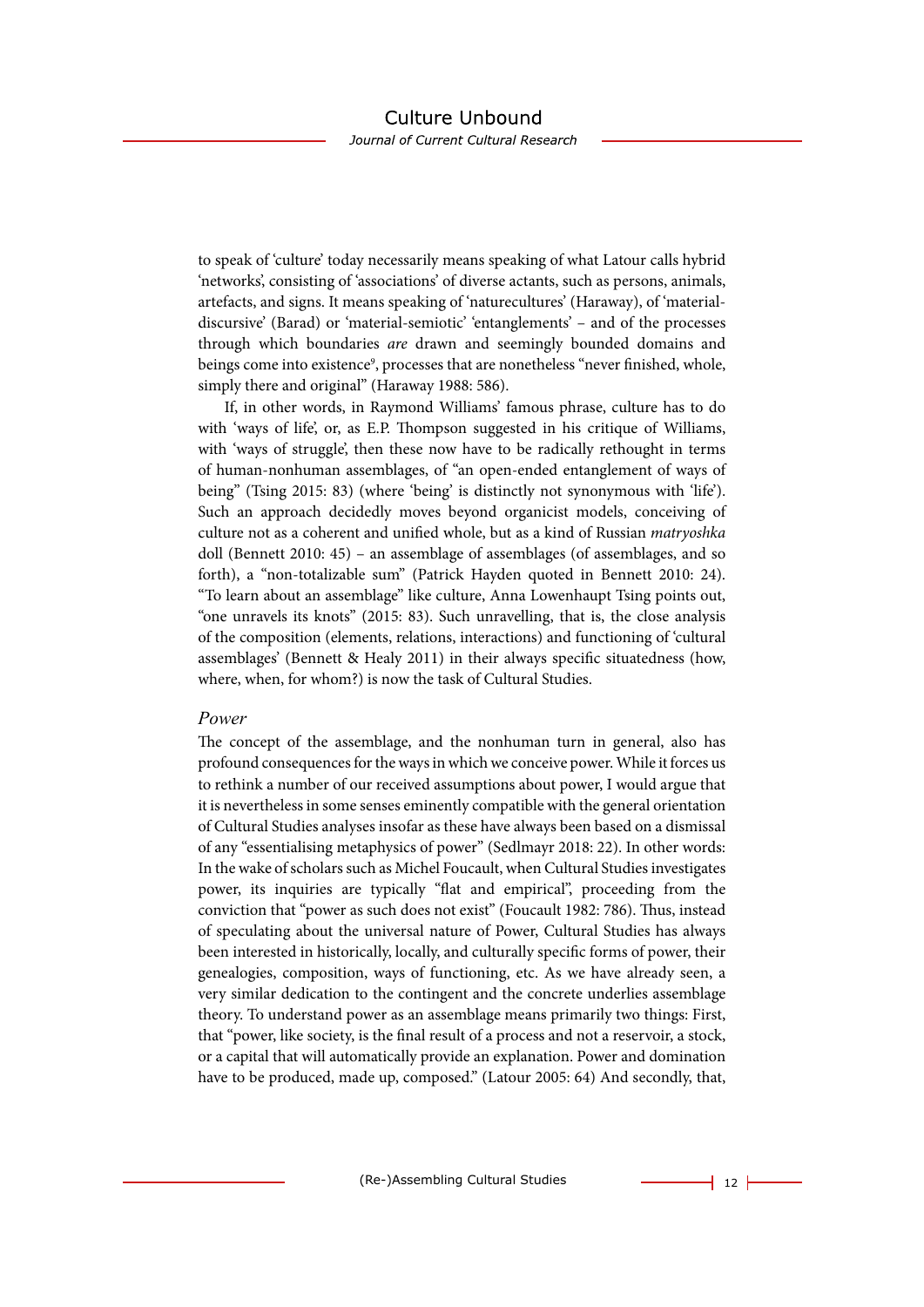to speak of 'culture' today necessarily means speaking of what Latour calls hybrid 'networks', consisting of 'associations' of diverse actants, such as persons, animals, artefacts, and signs. It means speaking of 'naturecultures' (Haraway), of 'material-discursive' (Barad) or 'material-semiotic' 'entanglements' – and of the processes through which boundaries *are* drawn and seemingly bounded domains and beings come into existence[9], processes that are nonetheless "never finished, whole, simply there and original" (Haraway 1988: 586).

If, in other words, in Raymond Williams' famous phrase, culture has to do with 'ways of life', or, as E.P. Thompson suggested in his critique of Williams, with 'ways of struggle', then these now have to be radically rethought in terms of human-nonhuman assemblages, of "an open-ended entanglement of ways of being" (Tsing 2015: 83) (where 'being' is distinctly not synonymous with 'life'). Such an approach decidedly moves beyond organicist models, conceiving of culture not as a coherent and unified whole, but as a kind of Russian *matryoshka* doll (Bennett 2010: 45) – an assemblage of assemblages (of assemblages, and so forth), a "non-totalizable sum" (Patrick Hayden quoted in Bennett 2010: 24). "To learn about an assemblage" like culture, Anna Lowenhaupt Tsing points out, "one unravels its knots" (2015: 83). Such unravelling, that is, the close analysis of the composition (elements, relations, interactions) and functioning of 'cultural assemblages' (Bennett & Healy 2011) in their always specific situatedness (how, where, when, for whom?) is now the task of Cultural Studies.

### *Power*

The concept of the assemblage, and the nonhuman turn in general, also has profound consequences for the ways in which we conceive power. While it forces us to rethink a number of our received assumptions about power, I would argue that it is nevertheless in some senses eminently compatible with the general orientation of Cultural Studies analyses insofar as these have always been based on a dismissal of any "essentialising metaphysics of power" (Sedlmayr 2018: 22). In other words: In the wake of scholars such as Michel Foucault, when Cultural Studies investigates power, its inquiries are typically "flat and empirical", proceeding from the conviction that "power as such does not exist" (Foucault 1982: 786). Thus, instead of speculating about the universal nature of Power, Cultural Studies has always been interested in historically, locally, and culturally specific forms of power, their genealogies, composition, ways of functioning, etc. As we have already seen, a very similar dedication to the contingent and the concrete underlies assemblage theory. To understand power as an assemblage means primarily two things: First, that "power, like society, is the final result of a process and not a reservoir, a stock, or a capital that will automatically provide an explanation. Power and domination have to be produced, made up, composed." (Latour 2005: 64) And secondly, that,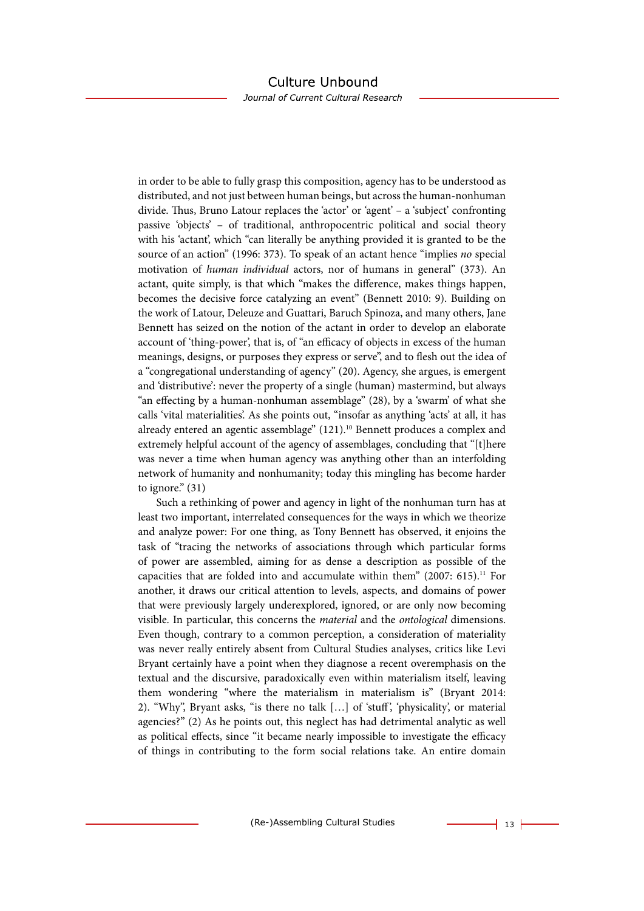in order to be able to fully grasp this composition, agency has to be understood as distributed, and not just between human beings, but across the human-nonhuman divide. Thus, Bruno Latour replaces the 'actor' or 'agent' – a 'subject' confronting passive 'objects' – of traditional, anthropocentric political and social theory with his 'actant', which "can literally be anything provided it is granted to be the source of an action" (1996: 373). To speak of an actant hence "implies *no* special motivation of *human individual* actors, nor of humans in general" (373). An actant, quite simply, is that which "makes the difference, makes things happen, becomes the decisive force catalyzing an event" (Bennett 2010: 9). Building on the work of Latour, Deleuze and Guattari, Baruch Spinoza, and many others, Jane Bennett has seized on the notion of the actant in order to develop an elaborate account of 'thing-power', that is, of "an efficacy of objects in excess of the human meanings, designs, or purposes they express or serve", and to flesh out the idea of a "congregational understanding of agency" (20). Agency, she argues, is emergent and 'distributive': never the property of a single (human) mastermind, but always "an effecting by a human-nonhuman assemblage" (28), by a 'swarm' of what she calls 'vital materialities'. As she points out, "insofar as anything 'acts' at all, it has already entered an agentic assemblage" (121).[10] Bennett produces a complex and extremely helpful account of the agency of assemblages, concluding that "[t]here was never a time when human agency was anything other than an interfolding network of humanity and nonhumanity; today this mingling has become harder to ignore." (31)

Such a rethinking of power and agency in light of the nonhuman turn has at least two important, interrelated consequences for the ways in which we theorize and analyze power: For one thing, as Tony Bennett has observed, it enjoins the task of "tracing the networks of associations through which particular forms of power are assembled, aiming for as dense a description as possible of the capacities that are folded into and accumulate within them" (2007: 615).[11] For another, it draws our critical attention to levels, aspects, and domains of power that were previously largely underexplored, ignored, or are only now becoming visible. In particular, this concerns the *material* and the *ontological* dimensions. Even though, contrary to a common perception, a consideration of materiality was never really entirely absent from Cultural Studies analyses, critics like Levi Bryant certainly have a point when they diagnose a recent overemphasis on the textual and the discursive, paradoxically even within materialism itself, leaving them wondering "where the materialism in materialism is" (Bryant 2014: 2). "Why", Bryant asks, "is there no talk […] of 'stuff', 'physicality', or material agencies?" (2) As he points out, this neglect has had detrimental analytic as well as political effects, since "it became nearly impossible to investigate the efficacy of things in contributing to the form social relations take. An entire domain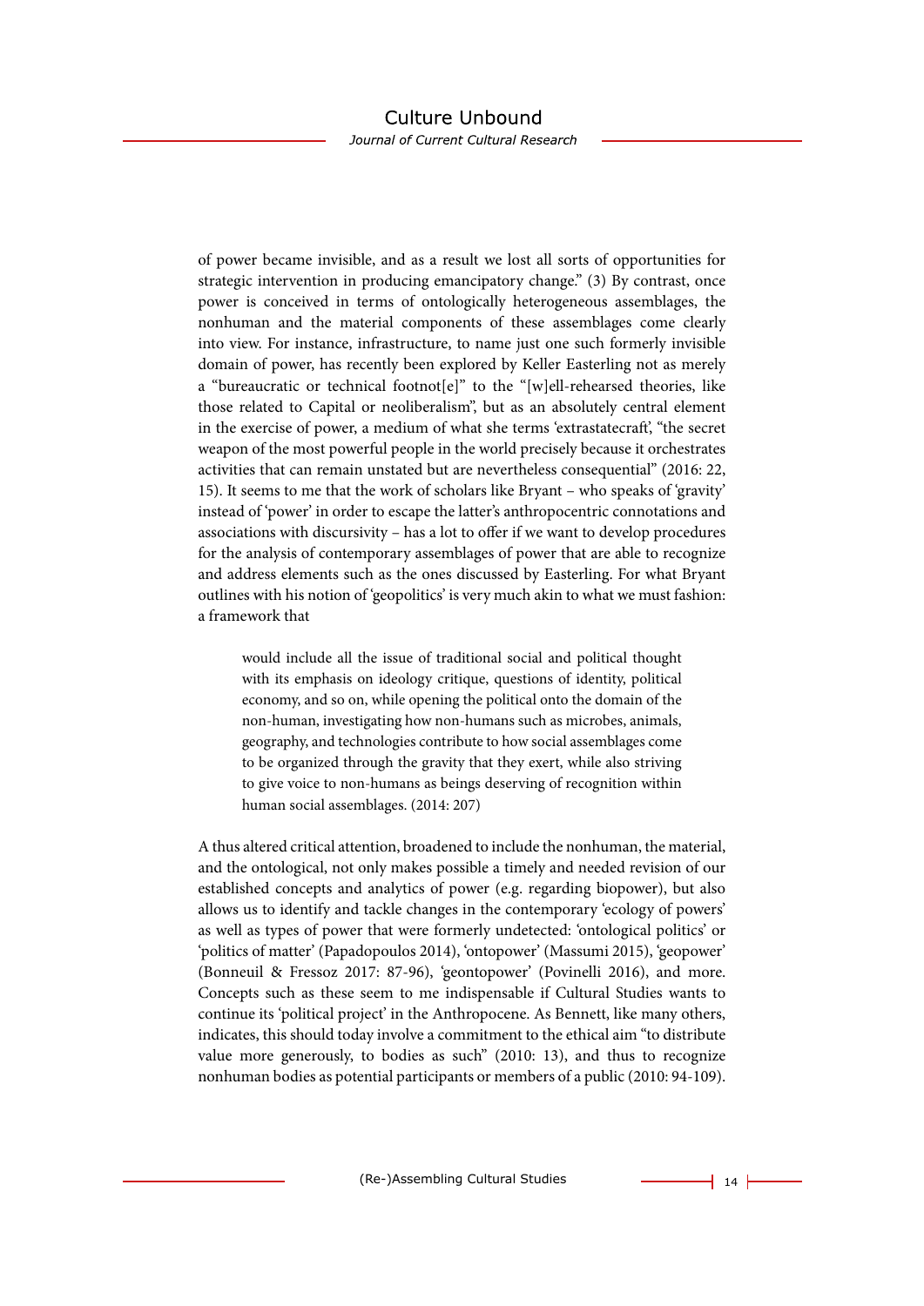of power became invisible, and as a result we lost all sorts of opportunities for strategic intervention in producing emancipatory change." (3) By contrast, once power is conceived in terms of ontologically heterogeneous assemblages, the nonhuman and the material components of these assemblages come clearly into view. For instance, infrastructure, to name just one such formerly invisible domain of power, has recently been explored by Keller Easterling not as merely a "bureaucratic or technical footnot[e]" to the "[w]ell-rehearsed theories, like those related to Capital or neoliberalism", but as an absolutely central element in the exercise of power, a medium of what she terms 'extrastatecraft', "the secret weapon of the most powerful people in the world precisely because it orchestrates activities that can remain unstated but are nevertheless consequential" (2016: 22, 15). It seems to me that the work of scholars like Bryant – who speaks of 'gravity' instead of 'power' in order to escape the latter's anthropocentric connotations and associations with discursivity – has a lot to offer if we want to develop procedures for the analysis of contemporary assemblages of power that are able to recognize and address elements such as the ones discussed by Easterling. For what Bryant outlines with his notion of 'geopolitics' is very much akin to what we must fashion: a framework that

> would include all the issue of traditional social and political thought with its emphasis on ideology critique, questions of identity, political economy, and so on, while opening the political onto the domain of the non-human, investigating how non-humans such as microbes, animals, geography, and technologies contribute to how social assemblages come to be organized through the gravity that they exert, while also striving to give voice to non-humans as beings deserving of recognition within human social assemblages. (2014: 207)

A thus altered critical attention, broadened to include the nonhuman, the material, and the ontological, not only makes possible a timely and needed revision of our established concepts and analytics of power (e.g. regarding biopower), but also allows us to identify and tackle changes in the contemporary 'ecology of powers' as well as types of power that were formerly undetected: 'ontological politics' or 'politics of matter' (Papadopoulos 2014), 'ontopower' (Massumi 2015), 'geopower' (Bonneuil & Fressoz 2017: 87-96), 'geontopower' (Povinelli 2016), and more. Concepts such as these seem to me indispensable if Cultural Studies wants to continue its 'political project' in the Anthropocene. As Bennett, like many others, indicates, this should today involve a commitment to the ethical aim "to distribute value more generously, to bodies as such" (2010: 13), and thus to recognize nonhuman bodies as potential participants or members of a public (2010: 94-109).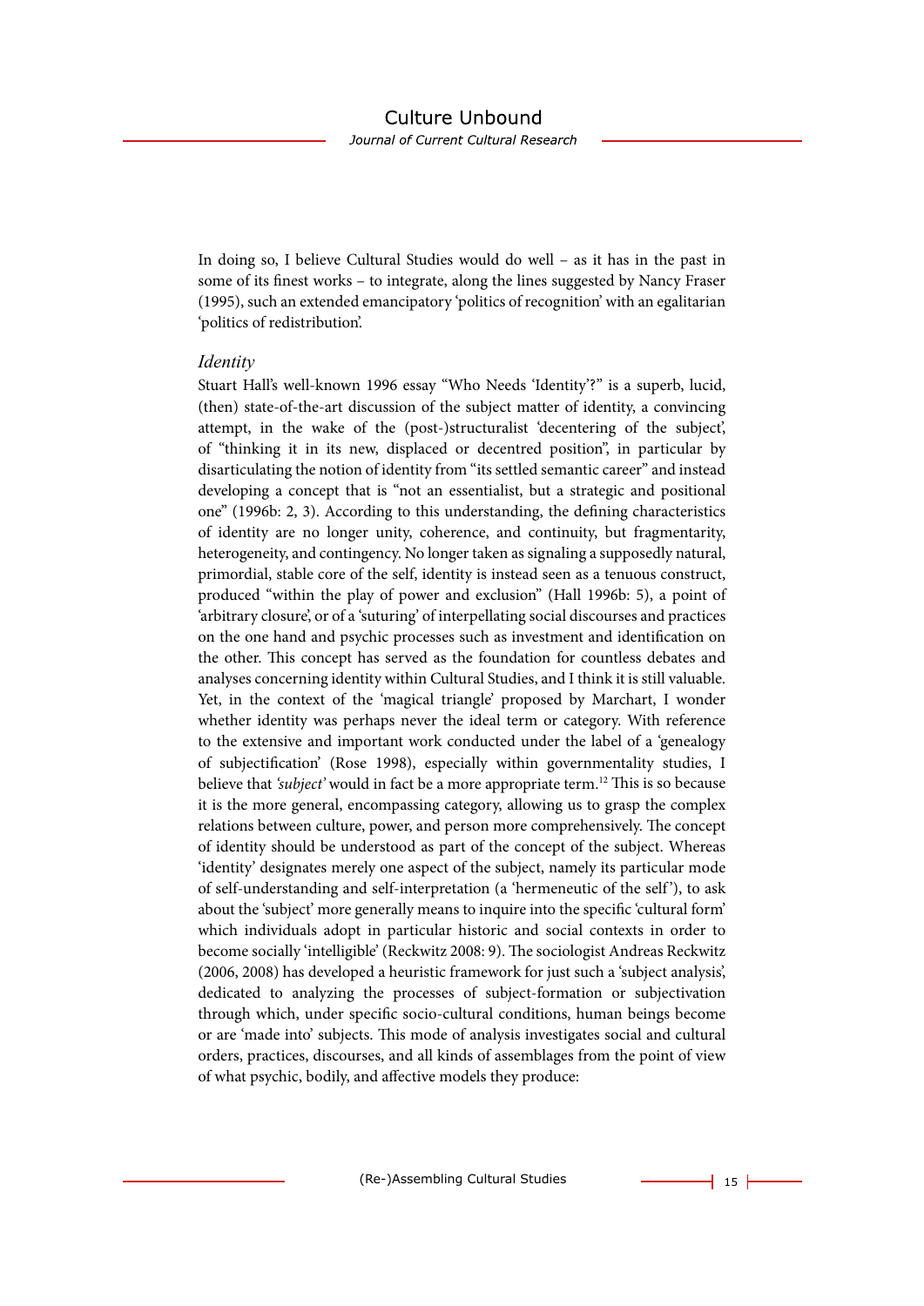In doing so, I believe Cultural Studies would do well – as it has in the past in some of its finest works – to integrate, along the lines suggested by Nancy Fraser (1995), such an extended emancipatory 'politics of recognition' with an egalitarian 'politics of redistribution'.

### *Identity*

Stuart Hall's well-known 1996 essay "Who Needs 'Identity'?" is a superb, lucid, (then) state-of-the-art discussion of the subject matter of identity, a convincing attempt, in the wake of the (post-)structuralist 'decentering of the subject', of "thinking it in its new, displaced or decentred position", in particular by disarticulating the notion of identity from "its settled semantic career" and instead developing a concept that is "not an essentialist, but a strategic and positional one" (1996b: 2, 3). According to this understanding, the defining characteristics of identity are no longer unity, coherence, and continuity, but fragmentarity, heterogeneity, and contingency. No longer taken as signaling a supposedly natural, primordial, stable core of the self, identity is instead seen as a tenuous construct, produced "within the play of power and exclusion" (Hall 1996b: 5), a point of 'arbitrary closure', or of a 'suturing' of interpellating social discourses and practices on the one hand and psychic processes such as investment and identification on the other. This concept has served as the foundation for countless debates and analyses concerning identity within Cultural Studies, and I think it is still valuable. Yet, in the context of the 'magical triangle' proposed by Marchart, I wonder whether identity was perhaps never the ideal term or category. With reference to the extensive and important work conducted under the label of a 'genealogy of subjectification' (Rose 1998), especially within governmentality studies, I believe that *'subject'* would in fact be a more appropriate term.[12] This is so because it is the more general, encompassing category, allowing us to grasp the complex relations between culture, power, and person more comprehensively. The concept of identity should be understood as part of the concept of the subject. Whereas 'identity' designates merely one aspect of the subject, namely its particular mode of self-understanding and self-interpretation (a 'hermeneutic of the self'), to ask about the 'subject' more generally means to inquire into the specific 'cultural form' which individuals adopt in particular historic and social contexts in order to become socially 'intelligible' (Reckwitz 2008: 9). The sociologist Andreas Reckwitz (2006, 2008) has developed a heuristic framework for just such a 'subject analysis', dedicated to analyzing the processes of subject-formation or subjectivation through which, under specific socio-cultural conditions, human beings become or are 'made into' subjects. This mode of analysis investigates social and cultural orders, practices, discourses, and all kinds of assemblages from the point of view of what psychic, bodily, and affective models they produce: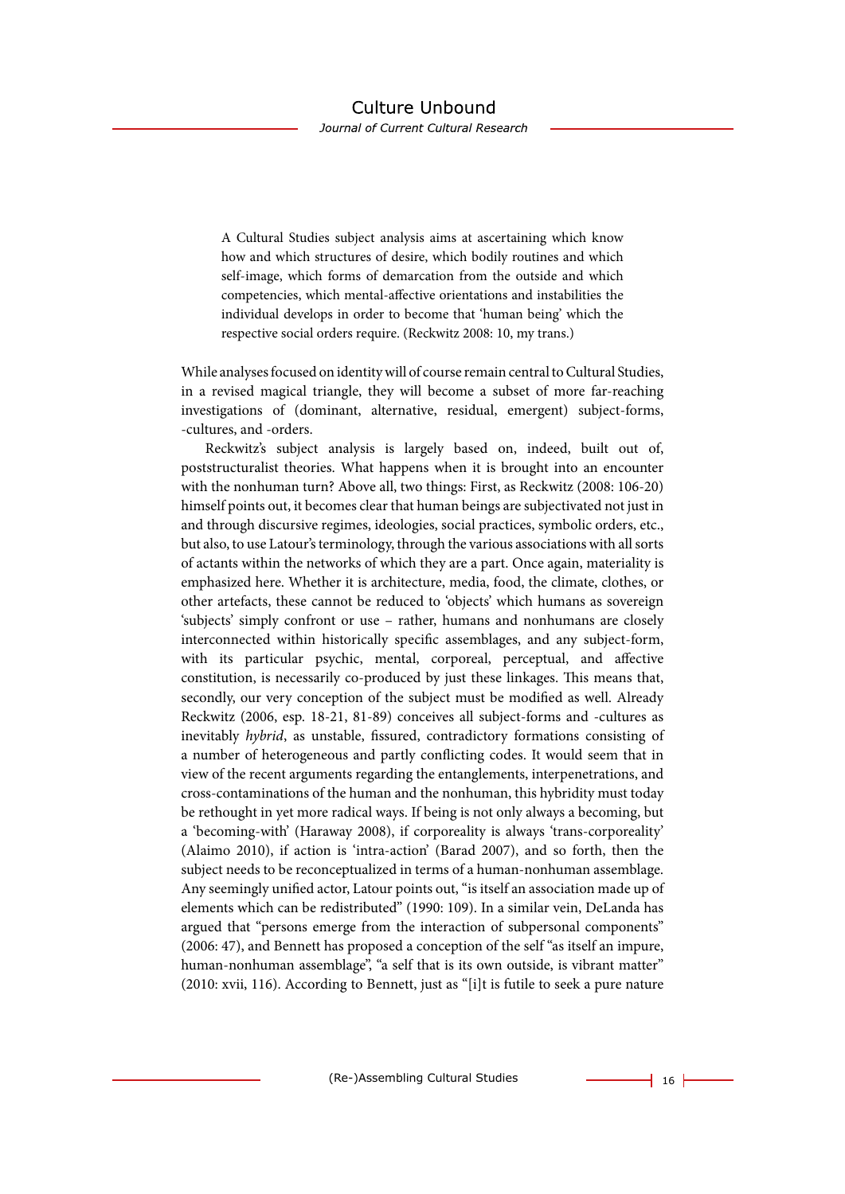> A Cultural Studies subject analysis aims at ascertaining which know how and which structures of desire, which bodily routines and which self-image, which forms of demarcation from the outside and which competencies, which mental-affective orientations and instabilities the individual develops in order to become that 'human being' which the respective social orders require. (Reckwitz 2008: 10, my trans.)

While analyses focused on identity will of course remain central to Cultural Studies, in a revised magical triangle, they will become a subset of more far-reaching investigations of (dominant, alternative, residual, emergent) subject-forms, -cultures, and -orders.

Reckwitz's subject analysis is largely based on, indeed, built out of, poststructuralist theories. What happens when it is brought into an encounter with the nonhuman turn? Above all, two things: First, as Reckwitz (2008: 106-20) himself points out, it becomes clear that human beings are subjectivated not just in and through discursive regimes, ideologies, social practices, symbolic orders, etc., but also, to use Latour's terminology, through the various associations with all sorts of actants within the networks of which they are a part. Once again, materiality is emphasized here. Whether it is architecture, media, food, the climate, clothes, or other artefacts, these cannot be reduced to 'objects' which humans as sovereign 'subjects' simply confront or use – rather, humans and nonhumans are closely interconnected within historically specific assemblages, and any subject-form, with its particular psychic, mental, corporeal, perceptual, and affective constitution, is necessarily co-produced by just these linkages. This means that, secondly, our very conception of the subject must be modified as well. Already Reckwitz (2006, esp. 18-21, 81-89) conceives all subject-forms and -cultures as inevitably *hybrid*, as unstable, fissured, contradictory formations consisting of a number of heterogeneous and partly conflicting codes. It would seem that in view of the recent arguments regarding the entanglements, interpenetrations, and cross-contaminations of the human and the nonhuman, this hybridity must today be rethought in yet more radical ways. If being is not only always a becoming, but a 'becoming-with' (Haraway 2008), if corporeality is always 'trans-corporeality' (Alaimo 2010), if action is 'intra-action' (Barad 2007), and so forth, then the subject needs to be reconceptualized in terms of a human-nonhuman assemblage. Any seemingly unified actor, Latour points out, "is itself an association made up of elements which can be redistributed" (1990: 109). In a similar vein, DeLanda has argued that "persons emerge from the interaction of subpersonal components" (2006: 47), and Bennett has proposed a conception of the self "as itself an impure, human-nonhuman assemblage", "a self that is its own outside, is vibrant matter" (2010: xvii, 116). According to Bennett, just as "[i]t is futile to seek a pure nature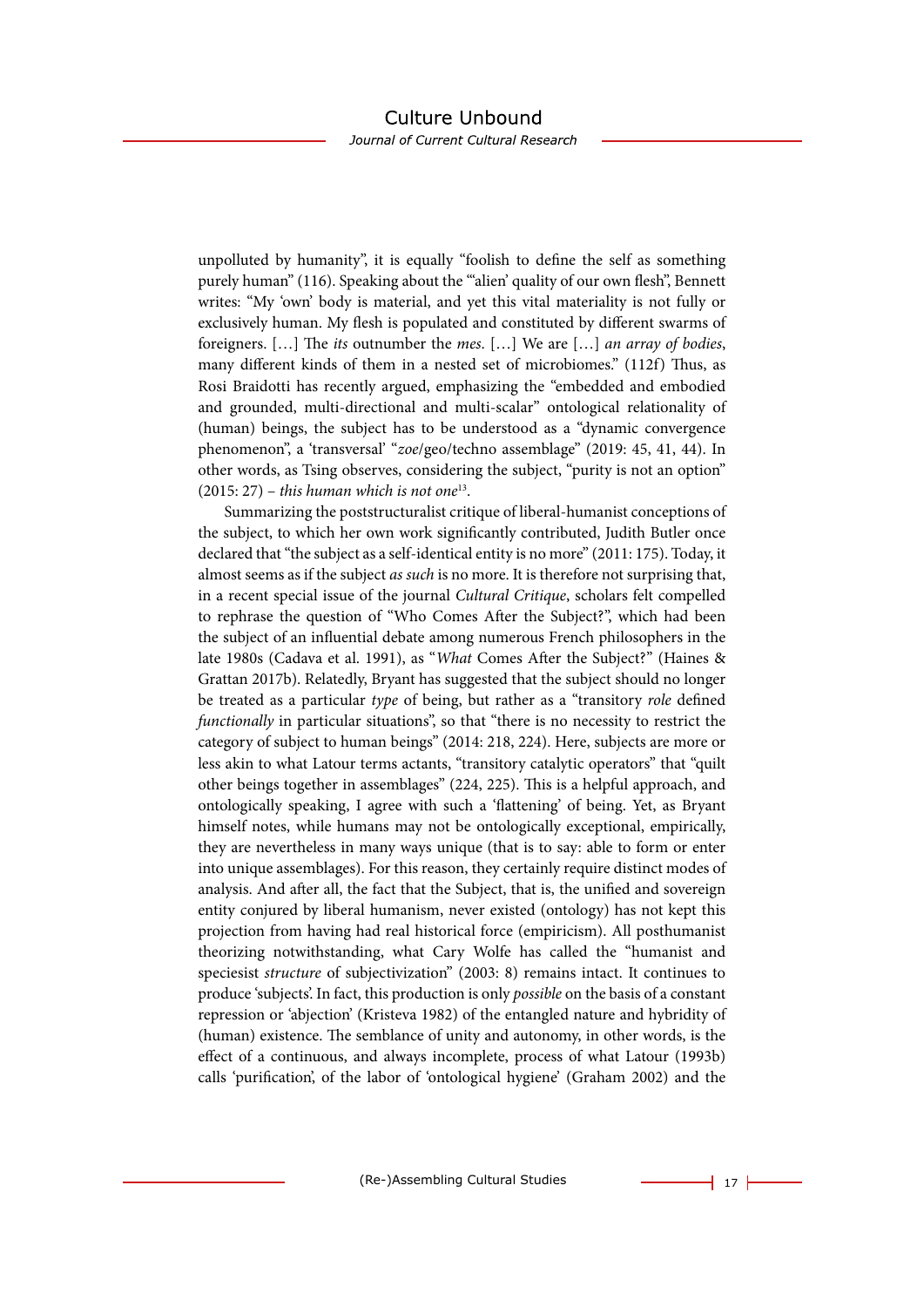unpolluted by humanity", it is equally "foolish to define the self as something purely human" (116). Speaking about the "'alien' quality of our own flesh", Bennett writes: "My 'own' body is material, and yet this vital materiality is not fully or exclusively human. My flesh is populated and constituted by different swarms of foreigners. […] The *its* outnumber the *mes*. […] We are […] *an array of bodies*, many different kinds of them in a nested set of microbiomes." (112f) Thus, as Rosi Braidotti has recently argued, emphasizing the "embedded and embodied and grounded, multi-directional and multi-scalar" ontological relationality of (human) beings, the subject has to be understood as a "dynamic convergence phenomenon", a 'transversal' "*zoe*/geo/techno assemblage" (2019: 45, 41, 44). In other words, as Tsing observes, considering the subject, "purity is not an option" (2015: 27) – *this human which is not one*[13].

Summarizing the poststructuralist critique of liberal-humanist conceptions of the subject, to which her own work significantly contributed, Judith Butler once declared that "the subject as a self-identical entity is no more" (2011: 175). Today, it almost seems as if the subject *as such* is no more. It is therefore not surprising that, in a recent special issue of the journal *Cultural Critique*, scholars felt compelled to rephrase the question of "Who Comes After the Subject?", which had been the subject of an influential debate among numerous French philosophers in the late 1980s (Cadava et al. 1991), as "*What* Comes After the Subject?" (Haines & Grattan 2017b). Relatedly, Bryant has suggested that the subject should no longer be treated as a particular *type* of being, but rather as a "transitory *role* defined *functionally* in particular situations", so that "there is no necessity to restrict the category of subject to human beings" (2014: 218, 224). Here, subjects are more or less akin to what Latour terms actants, "transitory catalytic operators" that "quilt other beings together in assemblages" (224, 225). This is a helpful approach, and ontologically speaking, I agree with such a 'flattening' of being. Yet, as Bryant himself notes, while humans may not be ontologically exceptional, empirically, they are nevertheless in many ways unique (that is to say: able to form or enter into unique assemblages). For this reason, they certainly require distinct modes of analysis. And after all, the fact that the Subject, that is, the unified and sovereign entity conjured by liberal humanism, never existed (ontology) has not kept this projection from having had real historical force (empiricism). All posthumanist theorizing notwithstanding, what Cary Wolfe has called the "humanist and speciesist *structure* of subjectivization" (2003: 8) remains intact. It continues to produce 'subjects'. In fact, this production is only *possible* on the basis of a constant repression or 'abjection' (Kristeva 1982) of the entangled nature and hybridity of (human) existence. The semblance of unity and autonomy, in other words, is the effect of a continuous, and always incomplete, process of what Latour (1993b) calls 'purification', of the labor of 'ontological hygiene' (Graham 2002) and the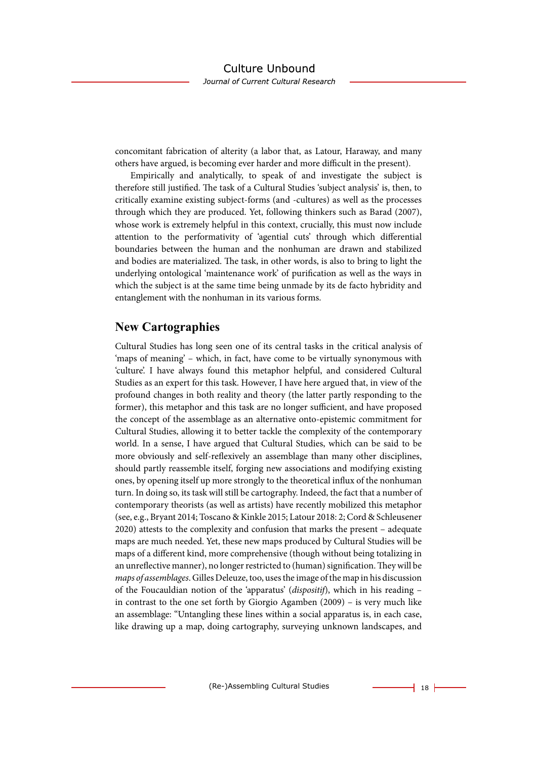concomitant fabrication of alterity (a labor that, as Latour, Haraway, and many others have argued, is becoming ever harder and more difficult in the present).

Empirically and analytically, to speak of and investigate the subject is therefore still justified. The task of a Cultural Studies 'subject analysis' is, then, to critically examine existing subject-forms (and -cultures) as well as the processes through which they are produced. Yet, following thinkers such as Barad (2007), whose work is extremely helpful in this context, crucially, this must now include attention to the performativity of 'agential cuts' through which differential boundaries between the human and the nonhuman are drawn and stabilized and bodies are materialized. The task, in other words, is also to bring to light the underlying ontological 'maintenance work' of purification as well as the ways in which the subject is at the same time being unmade by its de facto hybridity and entanglement with the nonhuman in its various forms.

## New Cartographies

Cultural Studies has long seen one of its central tasks in the critical analysis of 'maps of meaning' – which, in fact, have come to be virtually synonymous with 'culture'. I have always found this metaphor helpful, and considered Cultural Studies as an expert for this task. However, I have here argued that, in view of the profound changes in both reality and theory (the latter partly responding to the former), this metaphor and this task are no longer sufficient, and have proposed the concept of the assemblage as an alternative onto-epistemic commitment for Cultural Studies, allowing it to better tackle the complexity of the contemporary world. In a sense, I have argued that Cultural Studies, which can be said to be more obviously and self-reflexively an assemblage than many other disciplines, should partly reassemble itself, forging new associations and modifying existing ones, by opening itself up more strongly to the theoretical influx of the nonhuman turn. In doing so, its task will still be cartography. Indeed, the fact that a number of contemporary theorists (as well as artists) have recently mobilized this metaphor (see, e.g., Bryant 2014; Toscano & Kinkle 2015; Latour 2018: 2; Cord & Schleusener 2020) attests to the complexity and confusion that marks the present – adequate maps are much needed. Yet, these new maps produced by Cultural Studies will be maps of a different kind, more comprehensive (though without being totalizing in an unreflective manner), no longer restricted to (human) signification. They will be *maps of assemblages*. Gilles Deleuze, too, uses the image of the map in his discussion of the Foucauldian notion of the 'apparatus' (*dispositif*), which in his reading – in contrast to the one set forth by Giorgio Agamben (2009) – is very much like an assemblage: "Untangling these lines within a social apparatus is, in each case, like drawing up a map, doing cartography, surveying unknown landscapes, and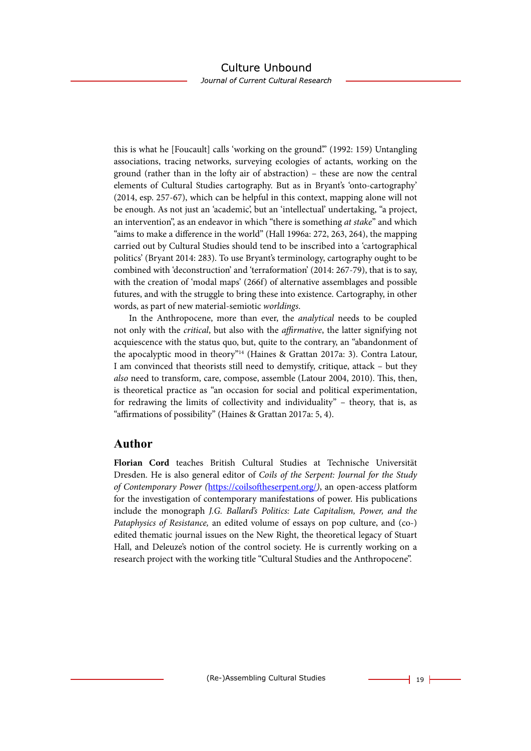this is what he [Foucault] calls 'working on the ground'." (1992: 159) Untangling associations, tracing networks, surveying ecologies of actants, working on the ground (rather than in the lofty air of abstraction) – these are now the central elements of Cultural Studies cartography. But as in Bryant's 'onto-cartography' (2014, esp. 257-67), which can be helpful in this context, mapping alone will not be enough. As not just an 'academic', but an 'intellectual' undertaking, "a project, an intervention", as an endeavor in which "there is something *at stake*" and which "aims to make a difference in the world" (Hall 1996a: 272, 263, 264), the mapping carried out by Cultural Studies should tend to be inscribed into a 'cartographical politics' (Bryant 2014: 283). To use Bryant's terminology, cartography ought to be combined with 'deconstruction' and 'terraformation' (2014: 267-79), that is to say, with the creation of 'modal maps' (266f) of alternative assemblages and possible futures, and with the struggle to bring these into existence. Cartography, in other words, as part of new material-semiotic *worldings*.

In the Anthropocene, more than ever, the *analytical* needs to be coupled not only with the *critical*, but also with the *affirmative*, the latter signifying not acquiescence with the status quo, but, quite to the contrary, an "abandonment of the apocalyptic mood in theory"[14] (Haines & Grattan 2017a: 3). Contra Latour, I am convinced that theorists still need to demystify, critique, attack – but they *also* need to transform, care, compose, assemble (Latour 2004, 2010). This, then, is theoretical practice as "an occasion for social and political experimentation, for redrawing the limits of collectivity and individuality" – theory, that is, as "affirmations of possibility" (Haines & Grattan 2017a: 5, 4).

## Author

**Florian Cord** teaches British Cultural Studies at Technische Universität Dresden. He is also general editor of *Coils of the Serpent: Journal for the Study of Contemporary Power (*https://coilsoftheserpent.org/*)*, an open-access platform for the investigation of contemporary manifestations of power. His publications include the monograph *J.G. Ballard's Politics: Late Capitalism, Power, and the Pataphysics of Resistance,* an edited volume of essays on pop culture, and (co-) edited thematic journal issues on the New Right, the theoretical legacy of Stuart Hall, and Deleuze's notion of the control society. He is currently working on a research project with the working title "Cultural Studies and the Anthropocene".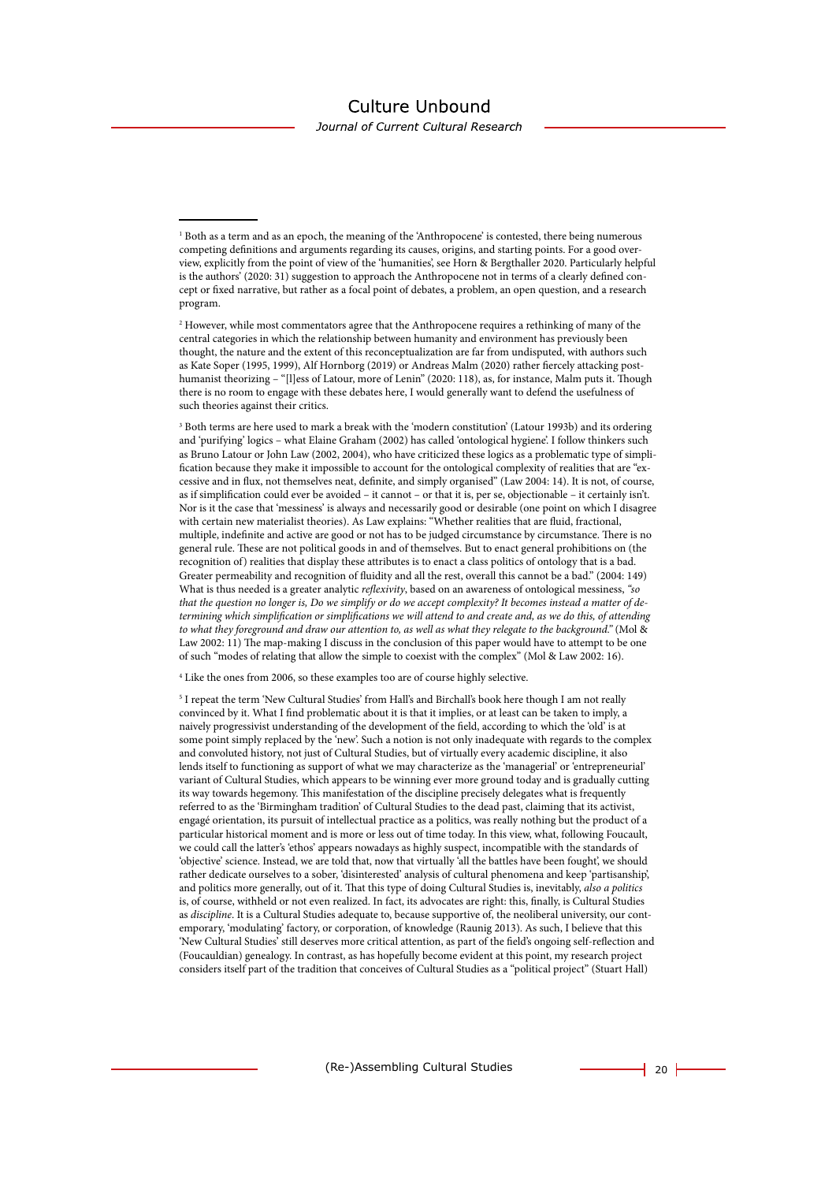[1] Both as a term and as an epoch, the meaning of the 'Anthropocene' is contested, there being numerous competing definitions and arguments regarding its causes, origins, and starting points. For a good overview, explicitly from the point of view of the 'humanities', see Horn & Bergthaller 2020. Particularly helpful is the authors' (2020: 31) suggestion to approach the Anthropocene not in terms of a clearly defined concept or fixed narrative, but rather as a focal point of debates, a problem, an open question, and a research program.

[2] However, while most commentators agree that the Anthropocene requires a rethinking of many of the central categories in which the relationship between humanity and environment has previously been thought, the nature and the extent of this reconceptualization are far from undisputed, with authors such as Kate Soper (1995, 1999), Alf Hornborg (2019) or Andreas Malm (2020) rather fiercely attacking posthumanist theorizing – "[l]ess of Latour, more of Lenin" (2020: 118), as, for instance, Malm puts it. Though there is no room to engage with these debates here, I would generally want to defend the usefulness of such theories against their critics.

[3] Both terms are here used to mark a break with the 'modern constitution' (Latour 1993b) and its ordering and 'purifying' logics – what Elaine Graham (2002) has called 'ontological hygiene'. I follow thinkers such as Bruno Latour or John Law (2002, 2004), who have criticized these logics as a problematic type of simplification because they make it impossible to account for the ontological complexity of realities that are "excessive and in flux, not themselves neat, definite, and simply organised" (Law 2004: 14). It is not, of course, as if simplification could ever be avoided – it cannot – or that it is, per se, objectionable – it certainly isn't. Nor is it the case that 'messiness' is always and necessarily good or desirable (one point on which I disagree with certain new materialist theories). As Law explains: "Whether realities that are fluid, fractional, multiple, indefinite and active are good or not has to be judged circumstance by circumstance. There is no general rule. These are not political goods in and of themselves. But to enact general prohibitions on (the recognition of) realities that display these attributes is to enact a class politics of ontology that is a bad. Greater permeability and recognition of fluidity and all the rest, overall this cannot be a bad." (2004: 149) What is thus needed is a greater analytic *reflexivity*, based on an awareness of ontological messiness, *"so that the question no longer is, Do we simplify or do we accept complexity? It becomes instead a matter of determining which simplification or simplifications we will attend to and create and, as we do this, of attending to what they foreground and draw our attention to, as well as what they relegate to the background*." (Mol & Law 2002: 11) The map-making I discuss in the conclusion of this paper would have to attempt to be one of such "modes of relating that allow the simple to coexist with the complex" (Mol & Law 2002: 16).

[4] Like the ones from 2006, so these examples too are of course highly selective.

[5] I repeat the term 'New Cultural Studies' from Hall's and Birchall's book here though I am not really convinced by it. What I find problematic about it is that it implies, or at least can be taken to imply, a naively progressivist understanding of the development of the field, according to which the 'old' is at some point simply replaced by the 'new'. Such a notion is not only inadequate with regards to the complex and convoluted history, not just of Cultural Studies, but of virtually every academic discipline, it also lends itself to functioning as support of what we may characterize as the 'managerial' or 'entrepreneurial' variant of Cultural Studies, which appears to be winning ever more ground today and is gradually cutting its way towards hegemony. This manifestation of the discipline precisely delegates what is frequently referred to as the 'Birmingham tradition' of Cultural Studies to the dead past, claiming that its activist, engagé orientation, its pursuit of intellectual practice as a politics, was really nothing but the product of a particular historical moment and is more or less out of time today. In this view, what, following Foucault, we could call the latter's 'ethos' appears nowadays as highly suspect, incompatible with the standards of 'objective' science. Instead, we are told that, now that virtually 'all the battles have been fought', we should rather dedicate ourselves to a sober, 'disinterested' analysis of cultural phenomena and keep 'partisanship', and politics more generally, out of it. That this type of doing Cultural Studies is, inevitably, *also a politics* is, of course, withheld or not even realized. In fact, its advocates are right: this, finally, is Cultural Studies as *discipline*. It is a Cultural Studies adequate to, because supportive of, the neoliberal university, our contemporary, 'modulating' factory, or corporation, of knowledge (Raunig 2013). As such, I believe that this 'New Cultural Studies' still deserves more critical attention, as part of the field's ongoing self-reflection and (Foucauldian) genealogy. In contrast, as has hopefully become evident at this point, my research project considers itself part of the tradition that conceives of Cultural Studies as a "political project" (Stuart Hall)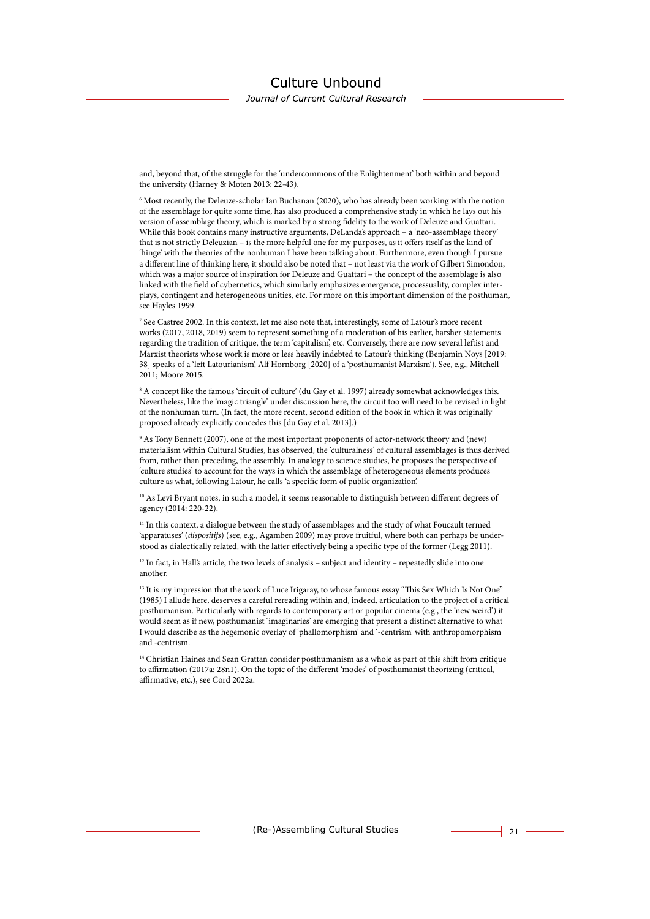and, beyond that, of the struggle for the 'undercommons of the Enlightenment' both within and beyond the university (Harney & Moten 2013: 22-43).

[6] Most recently, the Deleuze-scholar Ian Buchanan (2020), who has already been working with the notion of the assemblage for quite some time, has also produced a comprehensive study in which he lays out his version of assemblage theory, which is marked by a strong fidelity to the work of Deleuze and Guattari. While this book contains many instructive arguments, DeLanda's approach – a 'neo-assemblage theory' that is not strictly Deleuzian – is the more helpful one for my purposes, as it offers itself as the kind of 'hinge' with the theories of the nonhuman I have been talking about. Furthermore, even though I pursue a different line of thinking here, it should also be noted that – not least via the work of Gilbert Simondon, which was a major source of inspiration for Deleuze and Guattari – the concept of the assemblage is also linked with the field of cybernetics, which similarly emphasizes emergence, processuality, complex interplays, contingent and heterogeneous unities, etc. For more on this important dimension of the posthuman, see Hayles 1999.

[7] See Castree 2002. In this context, let me also note that, interestingly, some of Latour's more recent works (2017, 2018, 2019) seem to represent something of a moderation of his earlier, harsher statements regarding the tradition of critique, the term 'capitalism', etc. Conversely, there are now several leftist and Marxist theorists whose work is more or less heavily indebted to Latour's thinking (Benjamin Noys [2019: 38] speaks of a 'left Latourianism', Alf Hornborg [2020] of a 'posthumanist Marxism'). See, e.g., Mitchell 2011; Moore 2015.

[8] A concept like the famous 'circuit of culture' (du Gay et al. 1997) already somewhat acknowledges this. Nevertheless, like the 'magic triangle' under discussion here, the circuit too will need to be revised in light of the nonhuman turn. (In fact, the more recent, second edition of the book in which it was originally proposed already explicitly concedes this [du Gay et al. 2013].)

[9] As Tony Bennett (2007), one of the most important proponents of actor-network theory and (new) materialism within Cultural Studies, has observed, the 'culturalness' of cultural assemblages is thus derived from, rather than preceding, the assembly. In analogy to science studies, he proposes the perspective of 'culture studies' to account for the ways in which the assemblage of heterogeneous elements produces culture as what, following Latour, he calls 'a specific form of public organization'.

[10] As Levi Bryant notes, in such a model, it seems reasonable to distinguish between different degrees of agency (2014: 220-22).

[11] In this context, a dialogue between the study of assemblages and the study of what Foucault termed 'apparatuses' (*dispositifs*) (see, e.g., Agamben 2009) may prove fruitful, where both can perhaps be understood as dialectically related, with the latter effectively being a specific type of the former (Legg 2011).

[12] In fact, in Hall's article, the two levels of analysis – subject and identity – repeatedly slide into one another.

[13] It is my impression that the work of Luce Irigaray, to whose famous essay "This Sex Which Is Not One" (1985) I allude here, deserves a careful rereading within and, indeed, articulation to the project of a critical posthumanism. Particularly with regards to contemporary art or popular cinema (e.g., the 'new weird') it would seem as if new, posthumanist 'imaginaries' are emerging that present a distinct alternative to what I would describe as the hegemonic overlay of 'phallomorphism' and '-centrism' with anthropomorphism and -centrism.

[14] Christian Haines and Sean Grattan consider posthumanism as a whole as part of this shift from critique to affirmation (2017a: 28n1). On the topic of the different 'modes' of posthumanist theorizing (critical, affirmative, etc.), see Cord 2022a.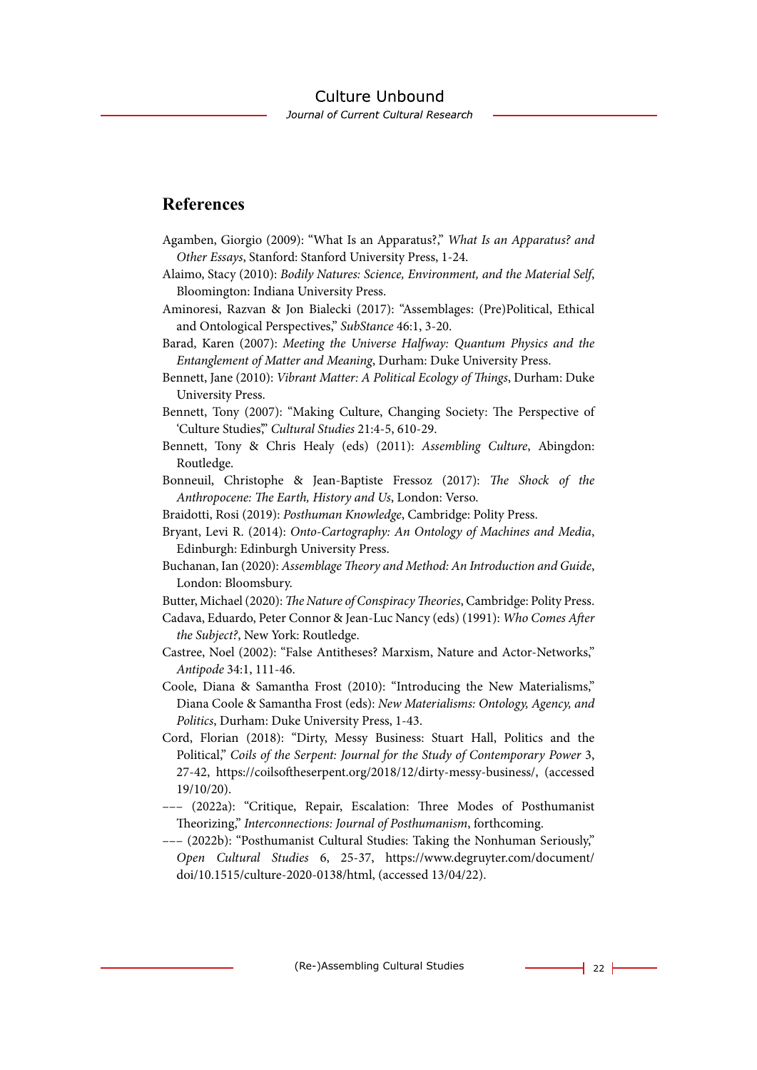## References

Agamben, Giorgio (2009): "What Is an Apparatus?," *What Is an Apparatus? and Other Essays*, Stanford: Stanford University Press, 1-24.

Alaimo, Stacy (2010): *Bodily Natures: Science, Environment, and the Material Self*, Bloomington: Indiana University Press.

Aminoresi, Razvan & Jon Bialecki (2017): "Assemblages: (Pre)Political, Ethical and Ontological Perspectives," *SubStance* 46:1, 3-20.

Barad, Karen (2007): *Meeting the Universe Halfway: Quantum Physics and the Entanglement of Matter and Meaning*, Durham: Duke University Press.

Bennett, Jane (2010): *Vibrant Matter: A Political Ecology of Things*, Durham: Duke University Press.

Bennett, Tony (2007): "Making Culture, Changing Society: The Perspective of 'Culture Studies'," *Cultural Studies* 21:4-5, 610-29.

Bennett, Tony & Chris Healy (eds) (2011): *Assembling Culture*, Abingdon: Routledge.

Bonneuil, Christophe & Jean-Baptiste Fressoz (2017): *The Shock of the Anthropocene: The Earth, History and Us*, London: Verso.

Braidotti, Rosi (2019): *Posthuman Knowledge*, Cambridge: Polity Press.

Bryant, Levi R. (2014): *Onto-Cartography: An Ontology of Machines and Media*, Edinburgh: Edinburgh University Press.

Buchanan, Ian (2020): *Assemblage Theory and Method: An Introduction and Guide*, London: Bloomsbury.

Butter, Michael (2020): *The Nature of Conspiracy Theories*, Cambridge: Polity Press.

Cadava, Eduardo, Peter Connor & Jean-Luc Nancy (eds) (1991): *Who Comes After the Subject?*, New York: Routledge.

Castree, Noel (2002): "False Antitheses? Marxism, Nature and Actor-Networks," *Antipode* 34:1, 111-46.

Coole, Diana & Samantha Frost (2010): "Introducing the New Materialisms," Diana Coole & Samantha Frost (eds): *New Materialisms: Ontology, Agency, and Politics*, Durham: Duke University Press, 1-43.

Cord, Florian (2018): "Dirty, Messy Business: Stuart Hall, Politics and the Political," *Coils of the Serpent: Journal for the Study of Contemporary Power* 3, 27-42, https://coilsoftheserpent.org/2018/12/dirty-messy-business/, (accessed 19/10/20).

––– (2022a): "Critique, Repair, Escalation: Three Modes of Posthumanist Theorizing," *Interconnections: Journal of Posthumanism*, forthcoming.

––– (2022b): "Posthumanist Cultural Studies: Taking the Nonhuman Seriously," *Open Cultural Studies* 6, 25-37, https://www.degruyter.com/document/doi/10.1515/culture-2020-0138/html, (accessed 13/04/22).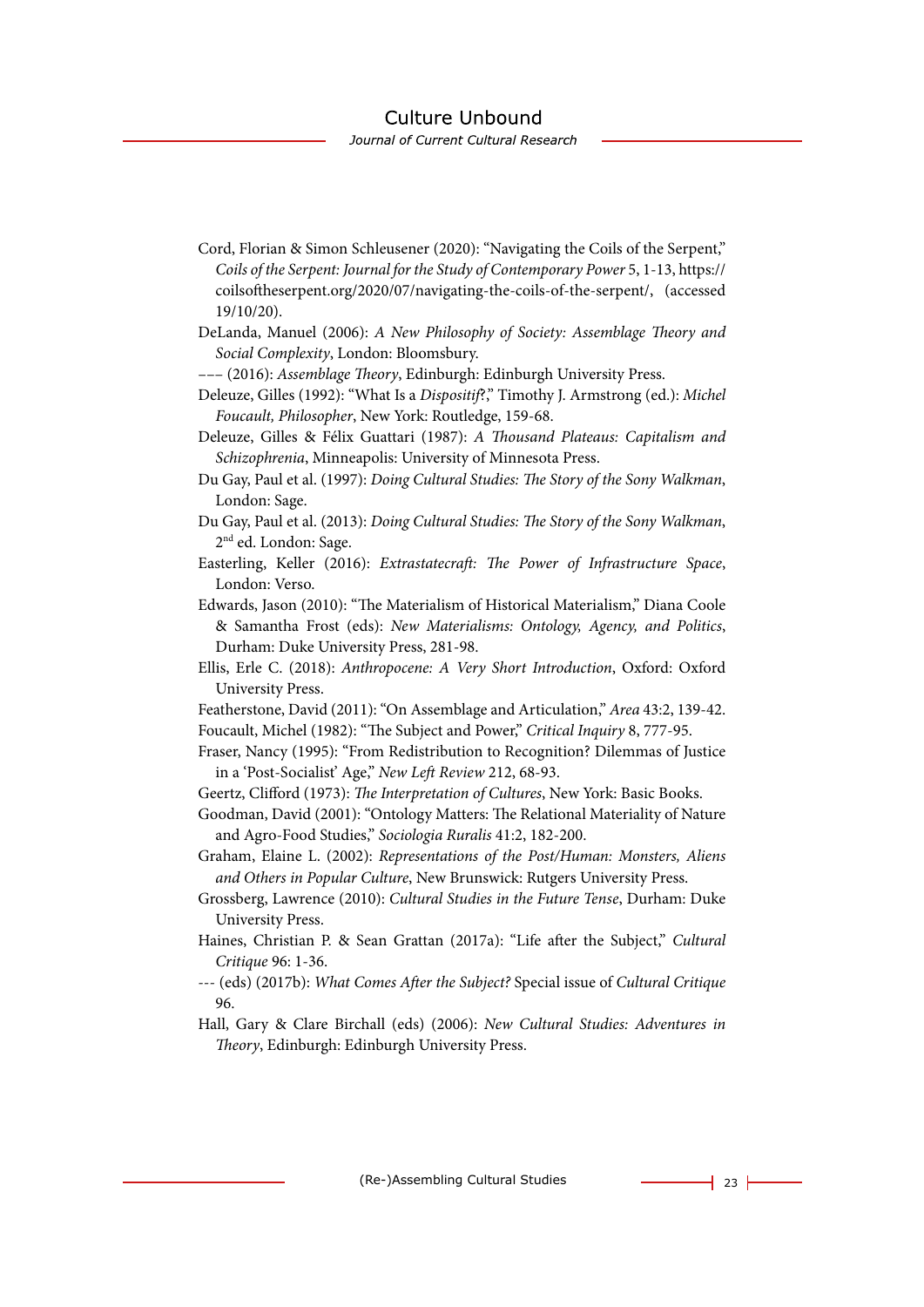Cord, Florian & Simon Schleusener (2020): "Navigating the Coils of the Serpent," *Coils of the Serpent: Journal for the Study of Contemporary Power* 5, 1-13, https://coilsoftheserpent.org/2020/07/navigating-the-coils-of-the-serpent/, (accessed 19/10/20).

DeLanda, Manuel (2006): *A New Philosophy of Society: Assemblage Theory and Social Complexity*, London: Bloomsbury.

––– (2016): *Assemblage Theory*, Edinburgh: Edinburgh University Press.

Deleuze, Gilles (1992): "What Is a *Dispositif*?," Timothy J. Armstrong (ed.): *Michel Foucault, Philosopher*, New York: Routledge, 159-68.

Deleuze, Gilles & Félix Guattari (1987): *A Thousand Plateaus: Capitalism and Schizophrenia*, Minneapolis: University of Minnesota Press.

Du Gay, Paul et al. (1997): *Doing Cultural Studies: The Story of the Sony Walkman*, London: Sage.

Du Gay, Paul et al. (2013): *Doing Cultural Studies: The Story of the Sony Walkman*, 2nd ed. London: Sage.

Easterling, Keller (2016): *Extrastatecraft: The Power of Infrastructure Space*, London: Verso.

Edwards, Jason (2010): "The Materialism of Historical Materialism," Diana Coole & Samantha Frost (eds): *New Materialisms: Ontology, Agency, and Politics*, Durham: Duke University Press, 281-98.

Ellis, Erle C. (2018): *Anthropocene: A Very Short Introduction*, Oxford: Oxford University Press.

Featherstone, David (2011): "On Assemblage and Articulation," *Area* 43:2, 139-42.

Foucault, Michel (1982): "The Subject and Power," *Critical Inquiry* 8, 777-95.

Fraser, Nancy (1995): "From Redistribution to Recognition? Dilemmas of Justice in a 'Post-Socialist' Age," *New Left Review* 212, 68-93.

Geertz, Clifford (1973): *The Interpretation of Cultures*, New York: Basic Books.

Goodman, David (2001): "Ontology Matters: The Relational Materiality of Nature and Agro-Food Studies," *Sociologia Ruralis* 41:2, 182-200.

Graham, Elaine L. (2002): *Representations of the Post/Human: Monsters, Aliens and Others in Popular Culture*, New Brunswick: Rutgers University Press.

Grossberg, Lawrence (2010): *Cultural Studies in the Future Tense*, Durham: Duke University Press.

Haines, Christian P. & Sean Grattan (2017a): "Life after the Subject," *Cultural Critique* 96: 1-36.

--- (eds) (2017b): *What Comes After the Subject?* Special issue of *Cultural Critique* 96.

Hall, Gary & Clare Birchall (eds) (2006): *New Cultural Studies: Adventures in Theory*, Edinburgh: Edinburgh University Press.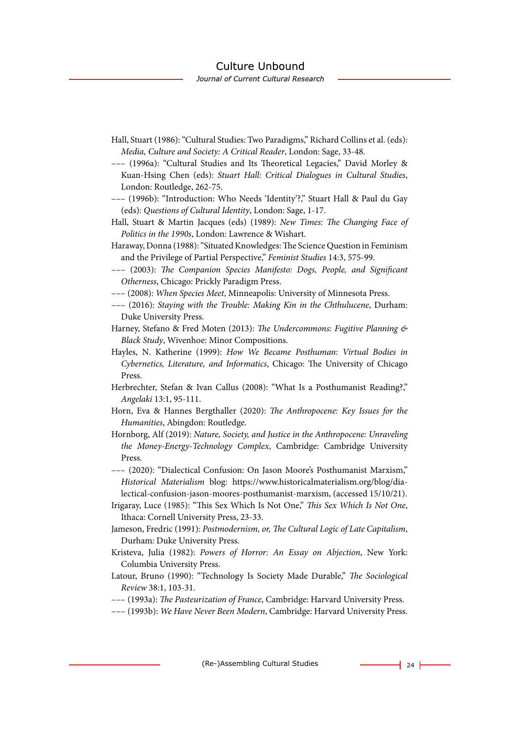Hall, Stuart (1986): “Cultural Studies: Two Paradigms,” Richard Collins et al. (eds): *Media, Culture and Society: A Critical Reader*, London: Sage, 33-48.

––– (1996a): “Cultural Studies and Its Theoretical Legacies,” David Morley & Kuan-Hsing Chen (eds): *Stuart Hall: Critical Dialogues in Cultural Studies*, London: Routledge, 262-75.

––– (1996b): “Introduction: Who Needs ‘Identity’?,” Stuart Hall & Paul du Gay (eds): *Questions of Cultural Identity*, London: Sage, 1-17.

Hall, Stuart & Martin Jacques (eds) (1989): *New Times: The Changing Face of Politics in the 1990s*, London: Lawrence & Wishart.

Haraway, Donna (1988): “Situated Knowledges: The Science Question in Feminism and the Privilege of Partial Perspective,” *Feminist Studies* 14:3, 575-99.

––– (2003): *The Companion Species Manifesto: Dogs, People, and Significant Otherness*, Chicago: Prickly Paradigm Press.

––– (2008): *When Species Meet*, Minneapolis: University of Minnesota Press.

––– (2016): *Staying with the Trouble: Making Kin in the Chthulucene*, Durham: Duke University Press.

Harney, Stefano & Fred Moten (2013): *The Undercommons: Fugitive Planning & Black Study*, Wivenhoe: Minor Compositions.

Hayles, N. Katherine (1999): *How We Became Posthuman: Virtual Bodies in Cybernetics, Literature, and Informatics*, Chicago: The University of Chicago Press.

Herbrechter, Stefan & Ivan Callus (2008): “What Is a Posthumanist Reading?,” *Angelaki* 13:1, 95-111.

Horn, Eva & Hannes Bergthaller (2020): *The Anthropocene: Key Issues for the Humanities*, Abingdon: Routledge.

Hornborg, Alf (2019): *Nature, Society, and Justice in the Anthropocene: Unraveling the Money-Energy-Technology Complex*, Cambridge: Cambridge University Press.

––– (2020): “Dialectical Confusion: On Jason Moore’s Posthumanist Marxism,” *Historical Materialism* blog: https://www.historicalmaterialism.org/blog/dialectical-confusion-jason-moores-posthumanist-marxism, (accessed 15/10/21).

Irigaray, Luce (1985): “This Sex Which Is Not One,” *This Sex Which Is Not One*, Ithaca: Cornell University Press, 23-33.

Jameson, Fredric (1991): *Postmodernism, or, The Cultural Logic of Late Capitalism*, Durham: Duke University Press.

Kristeva, Julia (1982): *Powers of Horror: An Essay on Abjection*, New York: Columbia University Press.

Latour, Bruno (1990): “Technology Is Society Made Durable,” *The Sociological Review* 38:1, 103-31.

––– (1993a): *The Pasteurization of France*, Cambridge: Harvard University Press.

––– (1993b): *We Have Never Been Modern*, Cambridge: Harvard University Press.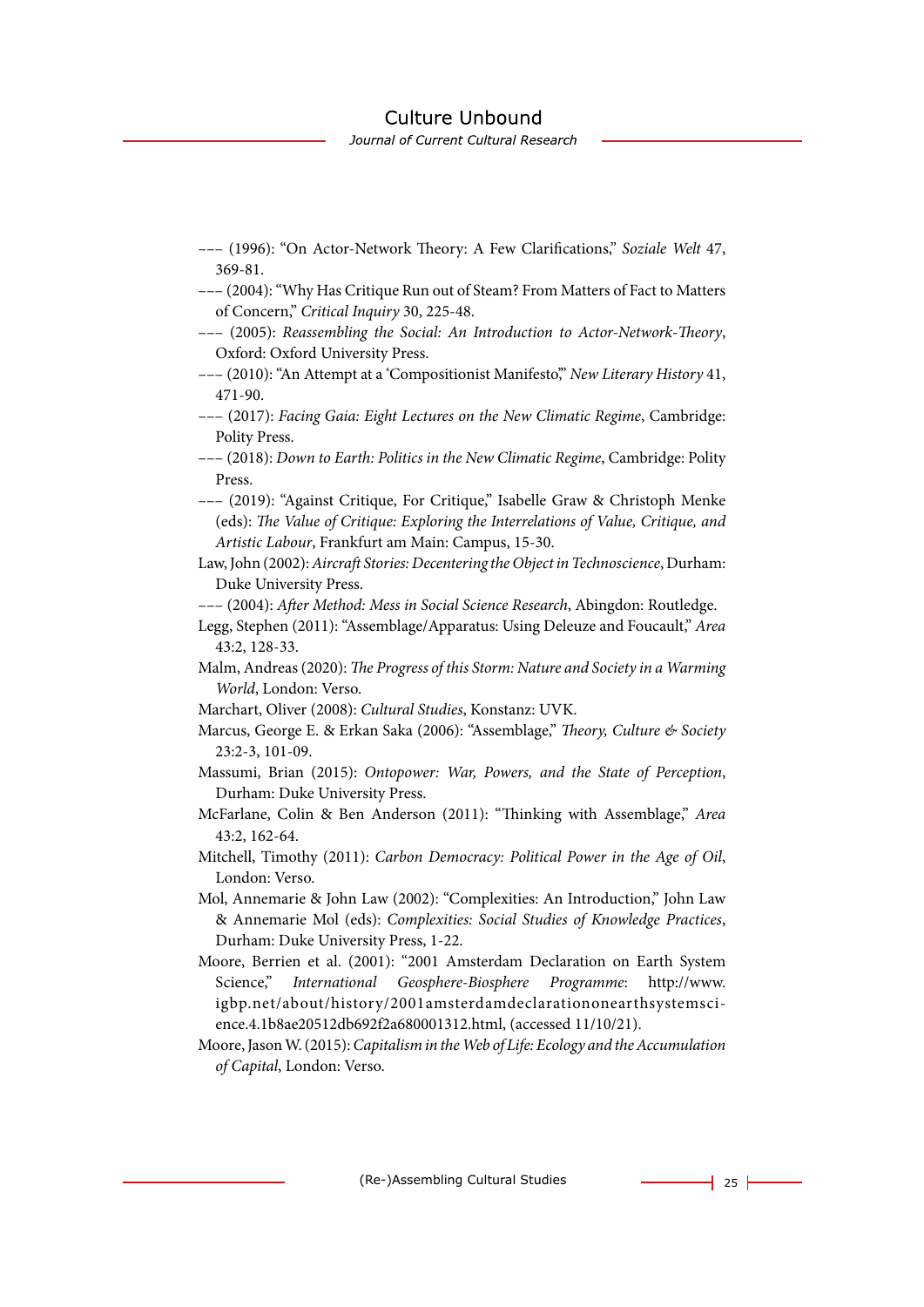––– (1996): "On Actor-Network Theory: A Few Clarifications," *Soziale Welt* 47, 369-81.

––– (2004): "Why Has Critique Run out of Steam? From Matters of Fact to Matters of Concern," *Critical Inquiry* 30, 225-48.

––– (2005): *Reassembling the Social: An Introduction to Actor-Network-Theory*, Oxford: Oxford University Press.

––– (2010): "An Attempt at a 'Compositionist Manifesto,'" *New Literary History* 41, 471-90.

––– (2017): *Facing Gaia: Eight Lectures on the New Climatic Regime*, Cambridge: Polity Press.

––– (2018): *Down to Earth: Politics in the New Climatic Regime*, Cambridge: Polity Press.

––– (2019): "Against Critique, For Critique," Isabelle Graw & Christoph Menke (eds): *The Value of Critique: Exploring the Interrelations of Value, Critique, and Artistic Labour*, Frankfurt am Main: Campus, 15-30.

Law, John (2002): *Aircraft Stories: Decentering the Object in Technoscience*, Durham: Duke University Press.

––– (2004): *After Method: Mess in Social Science Research*, Abingdon: Routledge.

Legg, Stephen (2011): "Assemblage/Apparatus: Using Deleuze and Foucault," *Area* 43:2, 128-33.

Malm, Andreas (2020): *The Progress of this Storm: Nature and Society in a Warming World*, London: Verso.

Marchart, Oliver (2008): *Cultural Studies*, Konstanz: UVK.

Marcus, George E. & Erkan Saka (2006): "Assemblage," *Theory, Culture & Society* 23:2-3, 101-09.

Massumi, Brian (2015): *Ontopower: War, Powers, and the State of Perception*, Durham: Duke University Press.

McFarlane, Colin & Ben Anderson (2011): "Thinking with Assemblage," *Area* 43:2, 162-64.

Mitchell, Timothy (2011): *Carbon Democracy: Political Power in the Age of Oil*, London: Verso.

Mol, Annemarie & John Law (2002): "Complexities: An Introduction," John Law & Annemarie Mol (eds): *Complexities: Social Studies of Knowledge Practices*, Durham: Duke University Press, 1-22.

Moore, Berrien et al. (2001): "2001 Amsterdam Declaration on Earth System Science," *International Geosphere-Biosphere Programme*: http://www.igbp.net/about/history/2001amsterdamdeclarationonearthsystemscience.4.1b8ae20512db692f2a680001312.html, (accessed 11/10/21).

Moore, Jason W. (2015): *Capitalism in the Web of Life: Ecology and the Accumulation of Capital*, London: Verso.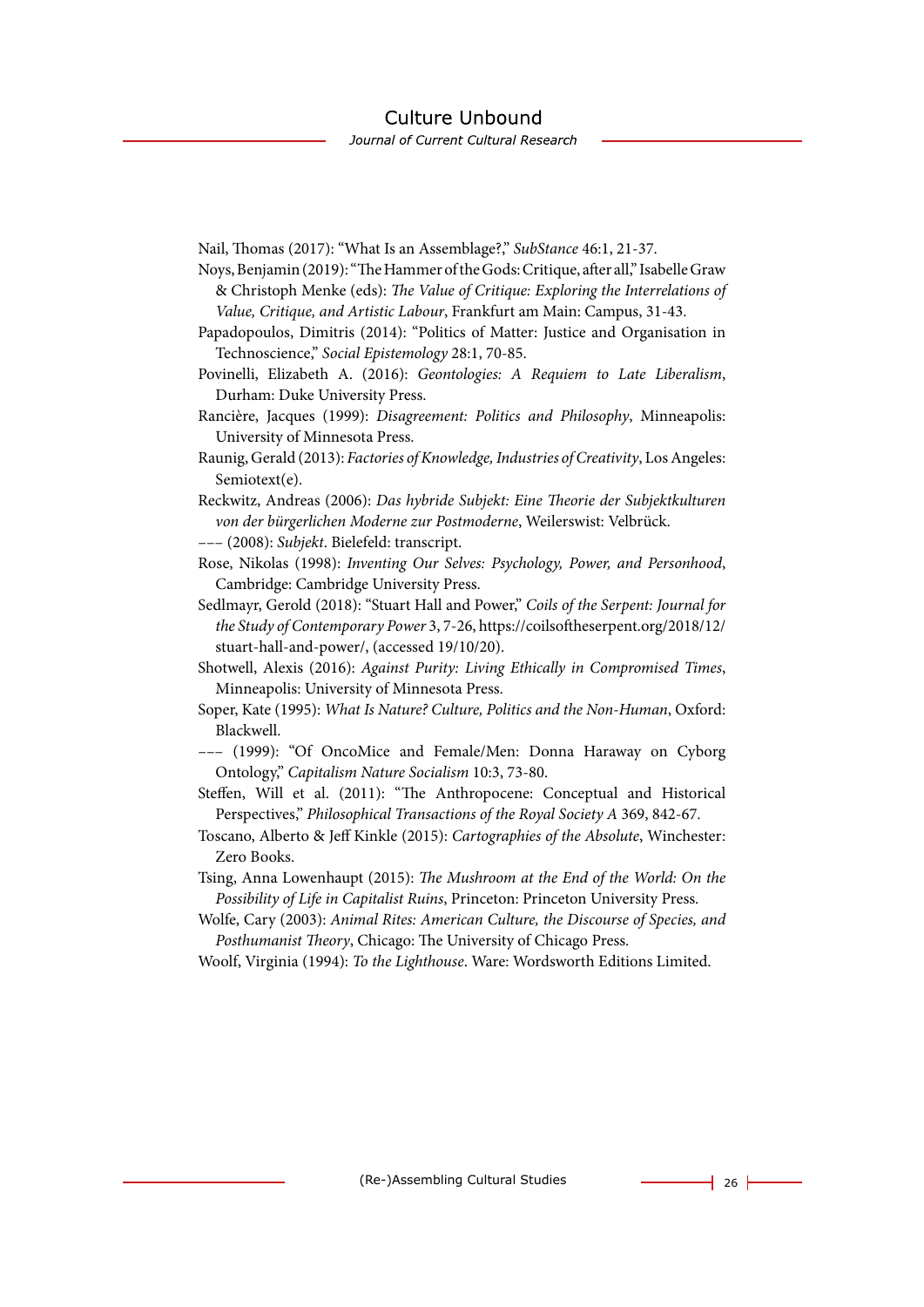Nail, Thomas (2017): "What Is an Assemblage?," *SubStance* 46:1, 21-37.

Noys, Benjamin (2019): "The Hammer of the Gods: Critique, after all," Isabelle Graw & Christoph Menke (eds): *The Value of Critique: Exploring the Interrelations of Value, Critique, and Artistic Labour*, Frankfurt am Main: Campus, 31-43.

Papadopoulos, Dimitris (2014): "Politics of Matter: Justice and Organisation in Technoscience," *Social Epistemology* 28:1, 70-85.

Povinelli, Elizabeth A. (2016): *Geontologies: A Requiem to Late Liberalism*, Durham: Duke University Press.

Rancière, Jacques (1999): *Disagreement: Politics and Philosophy*, Minneapolis: University of Minnesota Press.

Raunig, Gerald (2013): *Factories of Knowledge, Industries of Creativity*, Los Angeles: Semiotext(e).

Reckwitz, Andreas (2006): *Das hybride Subjekt: Eine Theorie der Subjektkulturen von der bürgerlichen Moderne zur Postmoderne*, Weilerswist: Velbrück.

––– (2008): *Subjekt*. Bielefeld: transcript.

Rose, Nikolas (1998): *Inventing Our Selves: Psychology, Power, and Personhood*, Cambridge: Cambridge University Press.

Sedlmayr, Gerold (2018): "Stuart Hall and Power," *Coils of the Serpent: Journal for the Study of Contemporary Power* 3, 7-26, https://coilsoftheserpent.org/2018/12/stuart-hall-and-power/, (accessed 19/10/20).

Shotwell, Alexis (2016): *Against Purity: Living Ethically in Compromised Times*, Minneapolis: University of Minnesota Press.

Soper, Kate (1995): *What Is Nature? Culture, Politics and the Non-Human*, Oxford: Blackwell.

––– (1999): "Of OncoMice and Female/Men: Donna Haraway on Cyborg Ontology," *Capitalism Nature Socialism* 10:3, 73-80.

Steffen, Will et al. (2011): "The Anthropocene: Conceptual and Historical Perspectives," *Philosophical Transactions of the Royal Society A* 369, 842-67.

Toscano, Alberto & Jeff Kinkle (2015): *Cartographies of the Absolute*, Winchester: Zero Books.

Tsing, Anna Lowenhaupt (2015): *The Mushroom at the End of the World: On the Possibility of Life in Capitalist Ruins*, Princeton: Princeton University Press.

Wolfe, Cary (2003): *Animal Rites: American Culture, the Discourse of Species, and Posthumanist Theory*, Chicago: The University of Chicago Press.

Woolf, Virginia (1994): *To the Lighthouse*. Ware: Wordsworth Editions Limited.